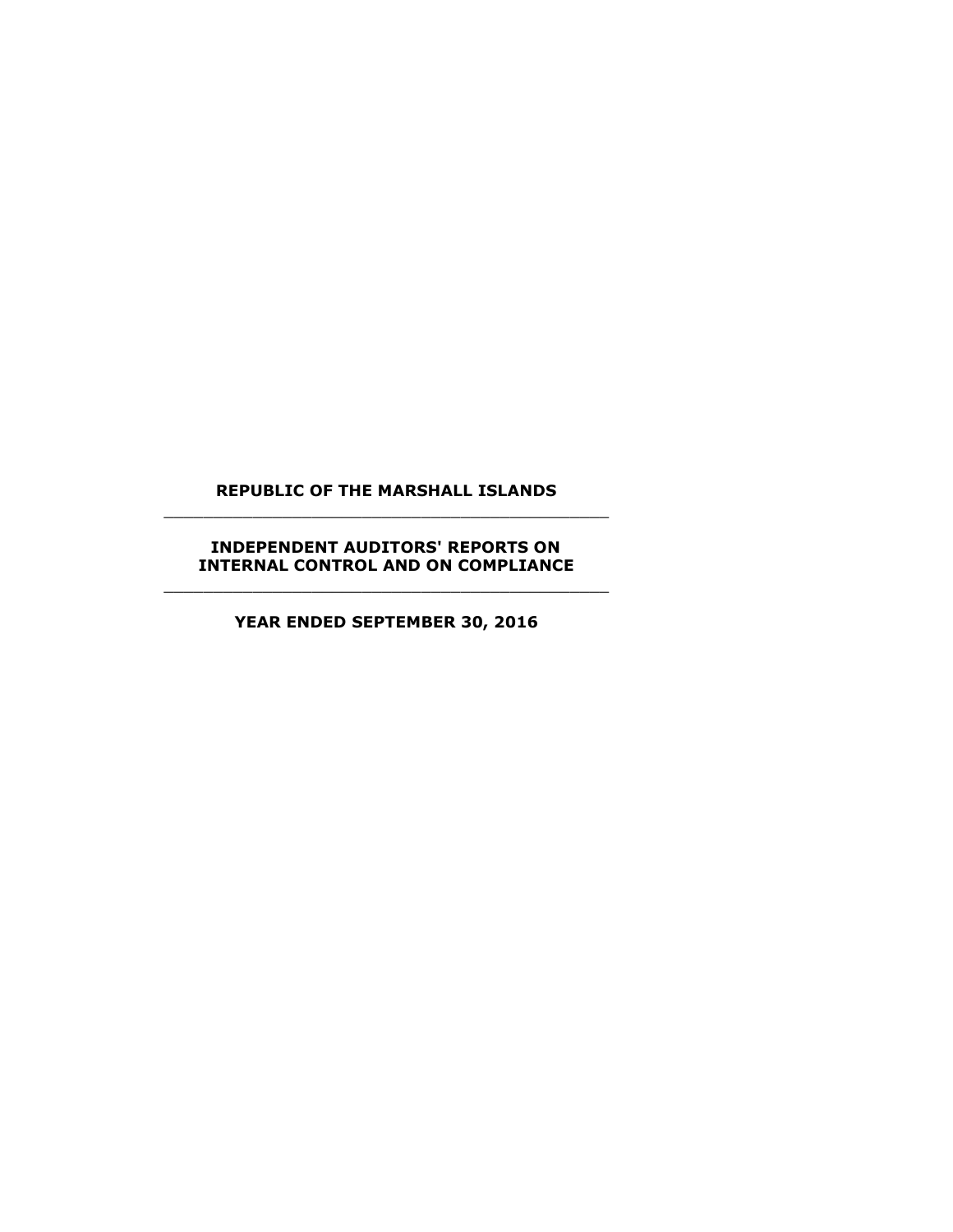# REPUBLIC OF THE MARSHALL ISLANDS

---

## INDEPENDENT AUDITORS' REPORTS ON INTERNAL CONTROL AND ON COMPLIANCE

---

### YEAR ENDED SEPTEMBER 30, 2016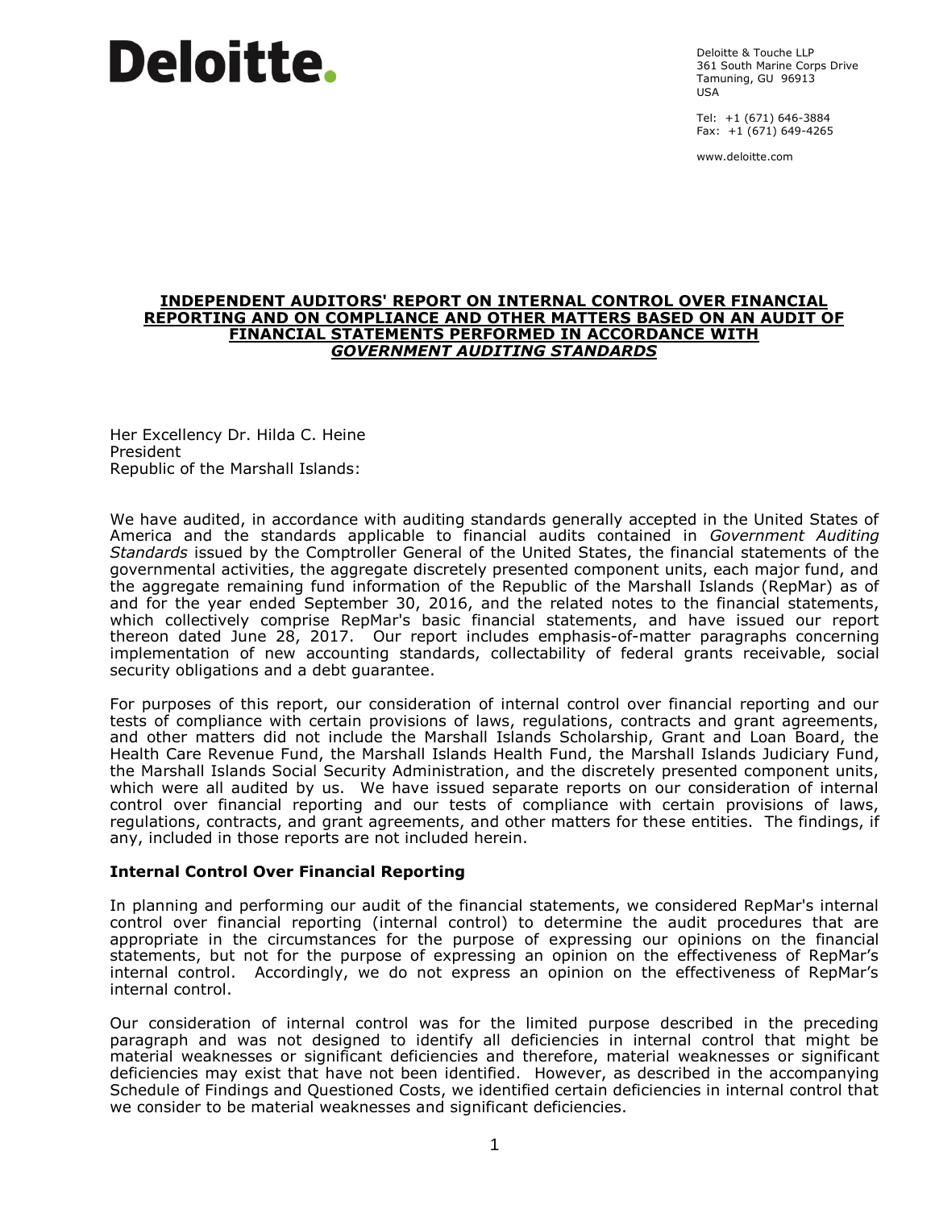Deloitte.

Deloitte & Touche LLP
361 South Marine Corps Drive
Tamuning, GU 96913
USA

Tel: +1 (671) 646-3884
Fax: +1 (671) 649-4265

www.deloitte.com

## INDEPENDENT AUDITORS' REPORT ON INTERNAL CONTROL OVER FINANCIAL REPORTING AND ON COMPLIANCE AND OTHER MATTERS BASED ON AN AUDIT OF FINANCIAL STATEMENTS PERFORMED IN ACCORDANCE WITH *GOVERNMENT AUDITING STANDARDS*

Her Excellency Dr. Hilda C. Heine
President
Republic of the Marshall Islands:

We have audited, in accordance with auditing standards generally accepted in the United States of America and the standards applicable to financial audits contained in *Government Auditing Standards* issued by the Comptroller General of the United States, the financial statements of the governmental activities, the aggregate discretely presented component units, each major fund, and the aggregate remaining fund information of the Republic of the Marshall Islands (RepMar) as of and for the year ended September 30, 2016, and the related notes to the financial statements, which collectively comprise RepMar's basic financial statements, and have issued our report thereon dated June 28, 2017. Our report includes emphasis-of-matter paragraphs concerning implementation of new accounting standards, collectability of federal grants receivable, social security obligations and a debt guarantee.

For purposes of this report, our consideration of internal control over financial reporting and our tests of compliance with certain provisions of laws, regulations, contracts and grant agreements, and other matters did not include the Marshall Islands Scholarship, Grant and Loan Board, the Health Care Revenue Fund, the Marshall Islands Health Fund, the Marshall Islands Judiciary Fund, the Marshall Islands Social Security Administration, and the discretely presented component units, which were all audited by us. We have issued separate reports on our consideration of internal control over financial reporting and our tests of compliance with certain provisions of laws, regulations, contracts, and grant agreements, and other matters for these entities. The findings, if any, included in those reports are not included herein.

**Internal Control Over Financial Reporting**

In planning and performing our audit of the financial statements, we considered RepMar's internal control over financial reporting (internal control) to determine the audit procedures that are appropriate in the circumstances for the purpose of expressing our opinions on the financial statements, but not for the purpose of expressing an opinion on the effectiveness of RepMar's internal control. Accordingly, we do not express an opinion on the effectiveness of RepMar's internal control.

Our consideration of internal control was for the limited purpose described in the preceding paragraph and was not designed to identify all deficiencies in internal control that might be material weaknesses or significant deficiencies and therefore, material weaknesses or significant deficiencies may exist that have not been identified. However, as described in the accompanying Schedule of Findings and Questioned Costs, we identified certain deficiencies in internal control that we consider to be material weaknesses and significant deficiencies.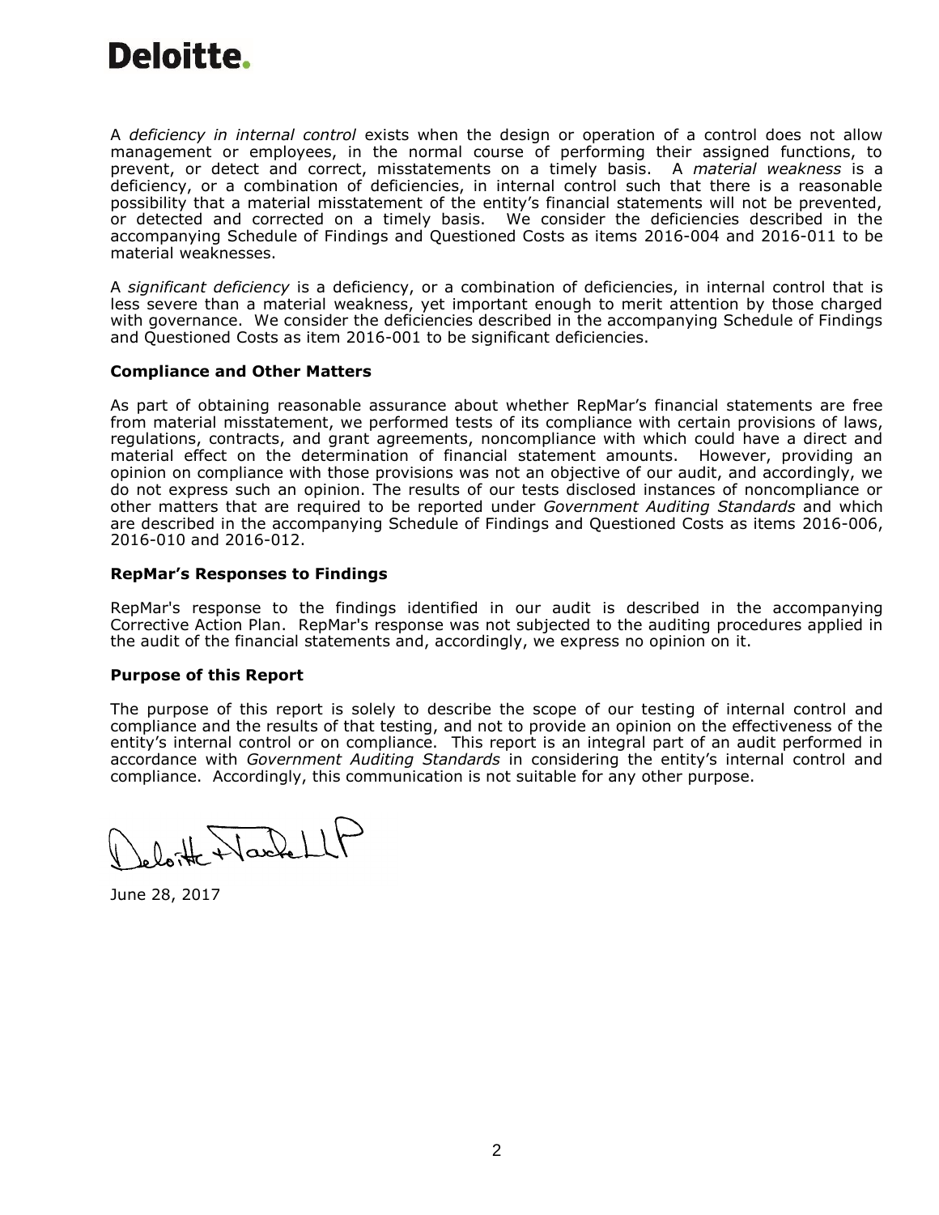A *deficiency in internal control* exists when the design or operation of a control does not allow management or employees, in the normal course of performing their assigned functions, to prevent, or detect and correct, misstatements on a timely basis. A *material weakness* is a deficiency, or a combination of deficiencies, in internal control such that there is a reasonable possibility that a material misstatement of the entity's financial statements will not be prevented, or detected and corrected on a timely basis. We consider the deficiencies described in the accompanying Schedule of Findings and Questioned Costs as items 2016-004 and 2016-011 to be material weaknesses.

A *significant deficiency* is a deficiency, or a combination of deficiencies, in internal control that is less severe than a material weakness, yet important enough to merit attention by those charged with governance. We consider the deficiencies described in the accompanying Schedule of Findings and Questioned Costs as item 2016-001 to be significant deficiencies.

**Compliance and Other Matters**

As part of obtaining reasonable assurance about whether RepMar's financial statements are free from material misstatement, we performed tests of its compliance with certain provisions of laws, regulations, contracts, and grant agreements, noncompliance with which could have a direct and material effect on the determination of financial statement amounts. However, providing an opinion on compliance with those provisions was not an objective of our audit, and accordingly, we do not express such an opinion. The results of our tests disclosed instances of noncompliance or other matters that are required to be reported under *Government Auditing Standards* and which are described in the accompanying Schedule of Findings and Questioned Costs as items 2016-006, 2016-010 and 2016-012.

**RepMar's Responses to Findings**

RepMar's response to the findings identified in our audit is described in the accompanying Corrective Action Plan. RepMar's response was not subjected to the auditing procedures applied in the audit of the financial statements and, accordingly, we express no opinion on it.

**Purpose of this Report**

The purpose of this report is solely to describe the scope of our testing of internal control and compliance and the results of that testing, and not to provide an opinion on the effectiveness of the entity's internal control or on compliance. This report is an integral part of an audit performed in accordance with *Government Auditing Standards* in considering the entity's internal control and compliance. Accordingly, this communication is not suitable for any other purpose.

Deloitte & Touche LLP

June 28, 2017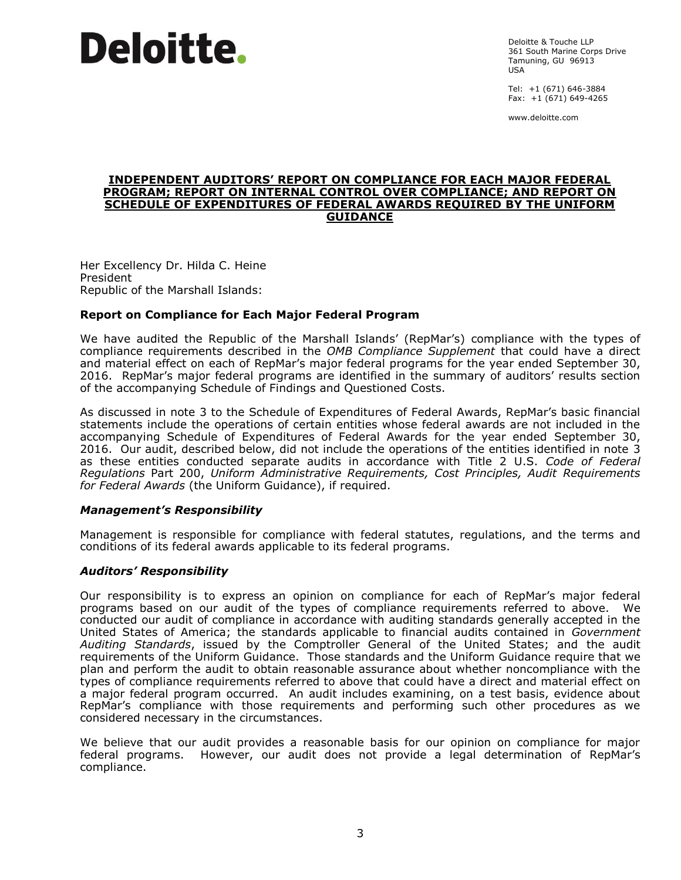**Deloitte.**

Deloitte & Touche LLP
361 South Marine Corps Drive
Tamuning, GU 96913
USA

Tel: +1 (671) 646-3884
Fax: +1 (671) 649-4265

www.deloitte.com

# INDEPENDENT AUDITORS' REPORT ON COMPLIANCE FOR EACH MAJOR FEDERAL PROGRAM; REPORT ON INTERNAL CONTROL OVER COMPLIANCE; AND REPORT ON SCHEDULE OF EXPENDITURES OF FEDERAL AWARDS REQUIRED BY THE UNIFORM GUIDANCE

Her Excellency Dr. Hilda C. Heine
President
Republic of the Marshall Islands:

## Report on Compliance for Each Major Federal Program

We have audited the Republic of the Marshall Islands' (RepMar's) compliance with the types of compliance requirements described in the *OMB Compliance Supplement* that could have a direct and material effect on each of RepMar's major federal programs for the year ended September 30, 2016. RepMar's major federal programs are identified in the summary of auditors' results section of the accompanying Schedule of Findings and Questioned Costs.

As discussed in note 3 to the Schedule of Expenditures of Federal Awards, RepMar's basic financial statements include the operations of certain entities whose federal awards are not included in the accompanying Schedule of Expenditures of Federal Awards for the year ended September 30, 2016. Our audit, described below, did not include the operations of the entities identified in note 3 as these entities conducted separate audits in accordance with Title 2 U.S. *Code of Federal Regulations* Part 200, *Uniform Administrative Requirements, Cost Principles, Audit Requirements for Federal Awards* (the Uniform Guidance), if required.

### *Management's Responsibility*

Management is responsible for compliance with federal statutes, regulations, and the terms and conditions of its federal awards applicable to its federal programs.

### *Auditors' Responsibility*

Our responsibility is to express an opinion on compliance for each of RepMar's major federal programs based on our audit of the types of compliance requirements referred to above. We conducted our audit of compliance in accordance with auditing standards generally accepted in the United States of America; the standards applicable to financial audits contained in *Government Auditing Standards*, issued by the Comptroller General of the United States; and the audit requirements of the Uniform Guidance. Those standards and the Uniform Guidance require that we plan and perform the audit to obtain reasonable assurance about whether noncompliance with the types of compliance requirements referred to above that could have a direct and material effect on a major federal program occurred. An audit includes examining, on a test basis, evidence about RepMar's compliance with those requirements and performing such other procedures as we considered necessary in the circumstances.

We believe that our audit provides a reasonable basis for our opinion on compliance for major federal programs. However, our audit does not provide a legal determination of RepMar's compliance.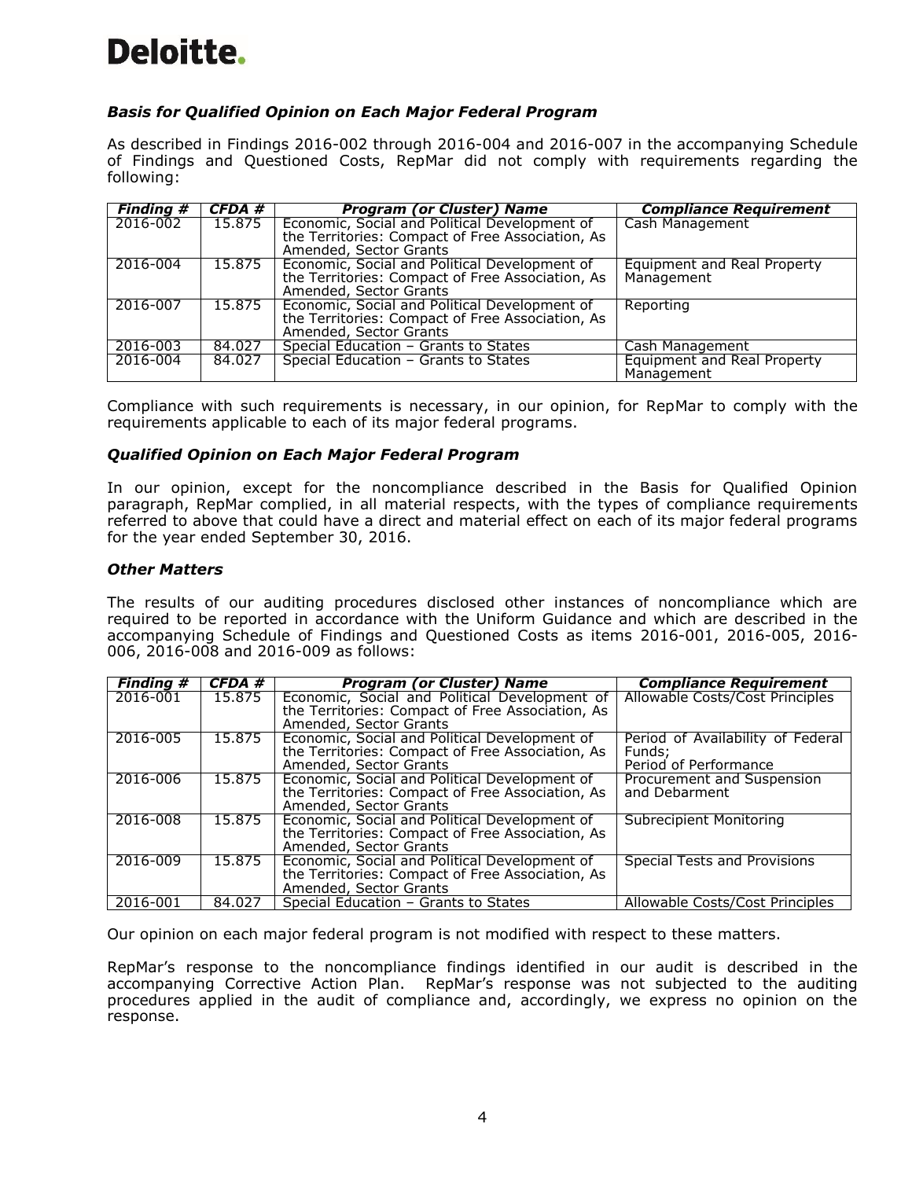Deloitte.

### *Basis for Qualified Opinion on Each Major Federal Program*

As described in Findings 2016-002 through 2016-004 and 2016-007 in the accompanying Schedule of Findings and Questioned Costs, RepMar did not comply with requirements regarding the following:

| *Finding #* | *CFDA #* | *Program (or Cluster) Name* | *Compliance Requirement* |
|---|---|---|---|
| 2016-002 | 15.875 | Economic, Social and Political Development of the Territories: Compact of Free Association, As Amended, Sector Grants | Cash Management |
| 2016-004 | 15.875 | Economic, Social and Political Development of the Territories: Compact of Free Association, As Amended, Sector Grants | Equipment and Real Property Management |
| 2016-007 | 15.875 | Economic, Social and Political Development of the Territories: Compact of Free Association, As Amended, Sector Grants | Reporting |
| 2016-003 | 84.027 | Special Education – Grants to States | Cash Management |
| 2016-004 | 84.027 | Special Education – Grants to States | Equipment and Real Property Management |

Compliance with such requirements is necessary, in our opinion, for RepMar to comply with the requirements applicable to each of its major federal programs.

### *Qualified Opinion on Each Major Federal Program*

In our opinion, except for the noncompliance described in the Basis for Qualified Opinion paragraph, RepMar complied, in all material respects, with the types of compliance requirements referred to above that could have a direct and material effect on each of its major federal programs for the year ended September 30, 2016.

### *Other Matters*

The results of our auditing procedures disclosed other instances of noncompliance which are required to be reported in accordance with the Uniform Guidance and which are described in the accompanying Schedule of Findings and Questioned Costs as items 2016-001, 2016-005, 2016-006, 2016-008 and 2016-009 as follows:

| *Finding #* | *CFDA #* | *Program (or Cluster) Name* | *Compliance Requirement* |
|---|---|---|---|
| 2016-001 | 15.875 | Economic, Social and Political Development of the Territories: Compact of Free Association, As Amended, Sector Grants | Allowable Costs/Cost Principles |
| 2016-005 | 15.875 | Economic, Social and Political Development of the Territories: Compact of Free Association, As Amended, Sector Grants | Period of Availability of Federal Funds; Period of Performance |
| 2016-006 | 15.875 | Economic, Social and Political Development of the Territories: Compact of Free Association, As Amended, Sector Grants | Procurement and Suspension and Debarment |
| 2016-008 | 15.875 | Economic, Social and Political Development of the Territories: Compact of Free Association, As Amended, Sector Grants | Subrecipient Monitoring |
| 2016-009 | 15.875 | Economic, Social and Political Development of the Territories: Compact of Free Association, As Amended, Sector Grants | Special Tests and Provisions |
| 2016-001 | 84.027 | Special Education – Grants to States | Allowable Costs/Cost Principles |

Our opinion on each major federal program is not modified with respect to these matters.

RepMar's response to the noncompliance findings identified in our audit is described in the accompanying Corrective Action Plan. RepMar's response was not subjected to the auditing procedures applied in the audit of compliance and, accordingly, we express no opinion on the response.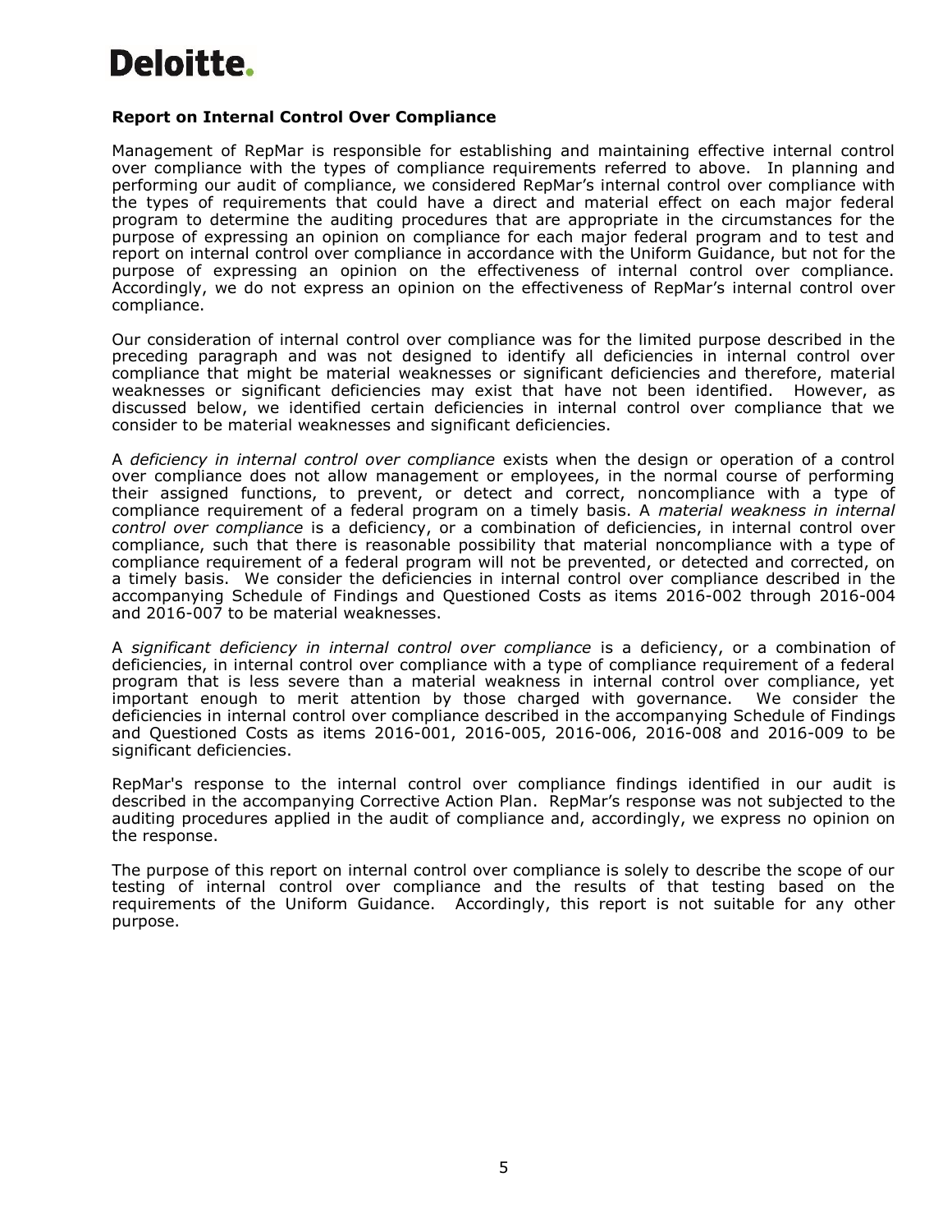**Report on Internal Control Over Compliance**

Management of RepMar is responsible for establishing and maintaining effective internal control over compliance with the types of compliance requirements referred to above. In planning and performing our audit of compliance, we considered RepMar's internal control over compliance with the types of requirements that could have a direct and material effect on each major federal program to determine the auditing procedures that are appropriate in the circumstances for the purpose of expressing an opinion on compliance for each major federal program and to test and report on internal control over compliance in accordance with the Uniform Guidance, but not for the purpose of expressing an opinion on the effectiveness of internal control over compliance. Accordingly, we do not express an opinion on the effectiveness of RepMar's internal control over compliance.

Our consideration of internal control over compliance was for the limited purpose described in the preceding paragraph and was not designed to identify all deficiencies in internal control over compliance that might be material weaknesses or significant deficiencies and therefore, material weaknesses or significant deficiencies may exist that have not been identified. However, as discussed below, we identified certain deficiencies in internal control over compliance that we consider to be material weaknesses and significant deficiencies.

A *deficiency in internal control over compliance* exists when the design or operation of a control over compliance does not allow management or employees, in the normal course of performing their assigned functions, to prevent, or detect and correct, noncompliance with a type of compliance requirement of a federal program on a timely basis. A *material weakness in internal control over compliance* is a deficiency, or a combination of deficiencies, in internal control over compliance, such that there is reasonable possibility that material noncompliance with a type of compliance requirement of a federal program will not be prevented, or detected and corrected, on a timely basis. We consider the deficiencies in internal control over compliance described in the accompanying Schedule of Findings and Questioned Costs as items 2016-002 through 2016-004 and 2016-007 to be material weaknesses.

A *significant deficiency in internal control over compliance* is a deficiency, or a combination of deficiencies, in internal control over compliance with a type of compliance requirement of a federal program that is less severe than a material weakness in internal control over compliance, yet important enough to merit attention by those charged with governance. We consider the deficiencies in internal control over compliance described in the accompanying Schedule of Findings and Questioned Costs as items 2016-001, 2016-005, 2016-006, 2016-008 and 2016-009 to be significant deficiencies.

RepMar's response to the internal control over compliance findings identified in our audit is described in the accompanying Corrective Action Plan. RepMar's response was not subjected to the auditing procedures applied in the audit of compliance and, accordingly, we express no opinion on the response.

The purpose of this report on internal control over compliance is solely to describe the scope of our testing of internal control over compliance and the results of that testing based on the requirements of the Uniform Guidance. Accordingly, this report is not suitable for any other purpose.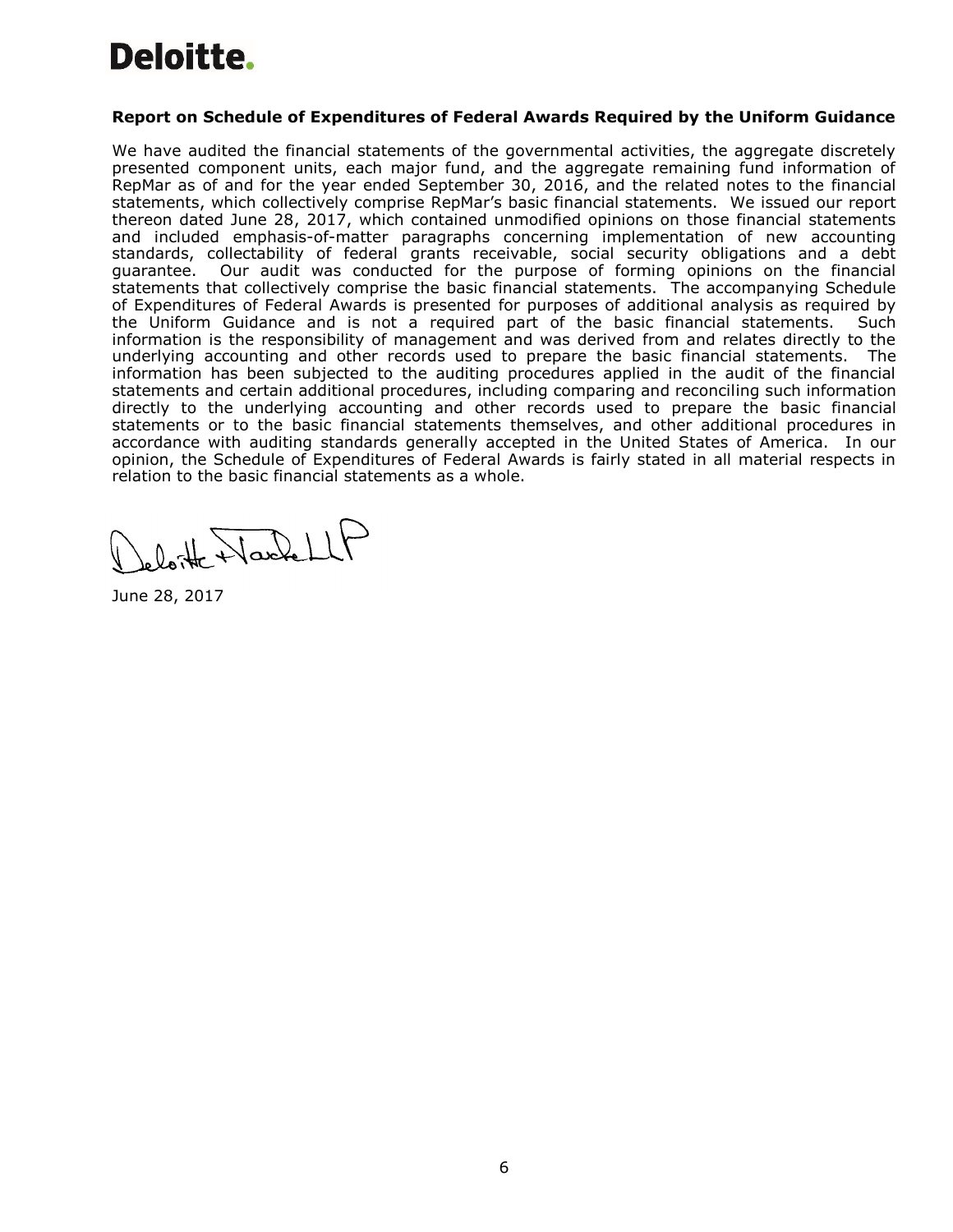Deloitte.

## Report on Schedule of Expenditures of Federal Awards Required by the Uniform Guidance

We have audited the financial statements of the governmental activities, the aggregate discretely presented component units, each major fund, and the aggregate remaining fund information of RepMar as of and for the year ended September 30, 2016, and the related notes to the financial statements, which collectively comprise RepMar's basic financial statements. We issued our report thereon dated June 28, 2017, which contained unmodified opinions on those financial statements and included emphasis-of-matter paragraphs concerning implementation of new accounting standards, collectability of federal grants receivable, social security obligations and a debt guarantee. Our audit was conducted for the purpose of forming opinions on the financial statements that collectively comprise the basic financial statements. The accompanying Schedule of Expenditures of Federal Awards is presented for purposes of additional analysis as required by the Uniform Guidance and is not a required part of the basic financial statements. Such information is the responsibility of management and was derived from and relates directly to the underlying accounting and other records used to prepare the basic financial statements. The information has been subjected to the auditing procedures applied in the audit of the financial statements and certain additional procedures, including comparing and reconciling such information directly to the underlying accounting and other records used to prepare the basic financial statements or to the basic financial statements themselves, and other additional procedures in accordance with auditing standards generally accepted in the United States of America. In our opinion, the Schedule of Expenditures of Federal Awards is fairly stated in all material respects in relation to the basic financial statements as a whole.

Deloitte & Touche LLP

June 28, 2017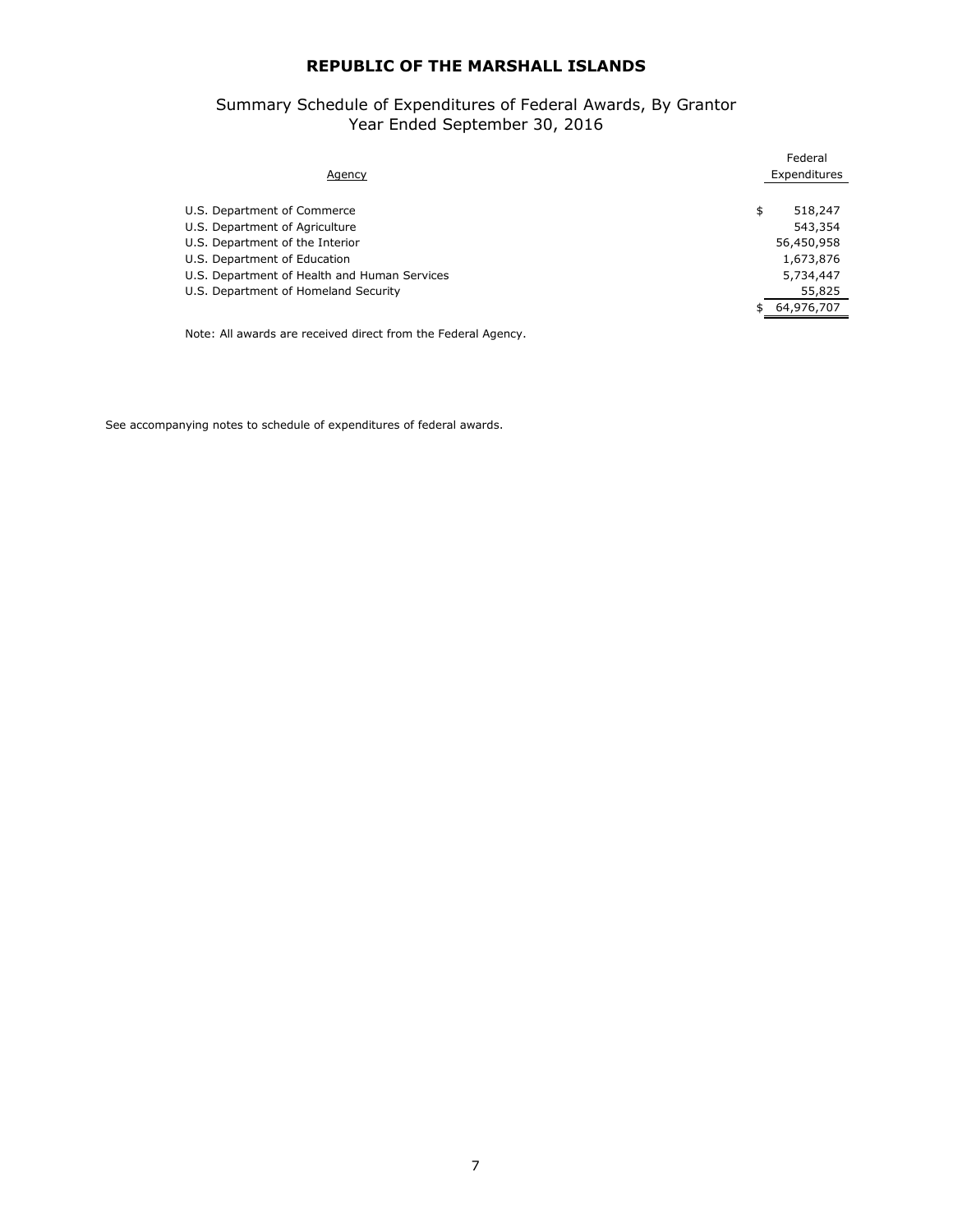# REPUBLIC OF THE MARSHALL ISLANDS

## Summary Schedule of Expenditures of Federal Awards, By Grantor
## Year Ended September 30, 2016

| Agency | Federal Expenditures |
|---|---|
| U.S. Department of Commerce | $ 518,247 |
| U.S. Department of Agriculture | 543,354 |
| U.S. Department of the Interior | 56,450,958 |
| U.S. Department of Education | 1,673,876 |
| U.S. Department of Health and Human Services | 5,734,447 |
| U.S. Department of Homeland Security | 55,825 |
| | $ 64,976,707 |

Note: All awards are received direct from the Federal Agency.

See accompanying notes to schedule of expenditures of federal awards.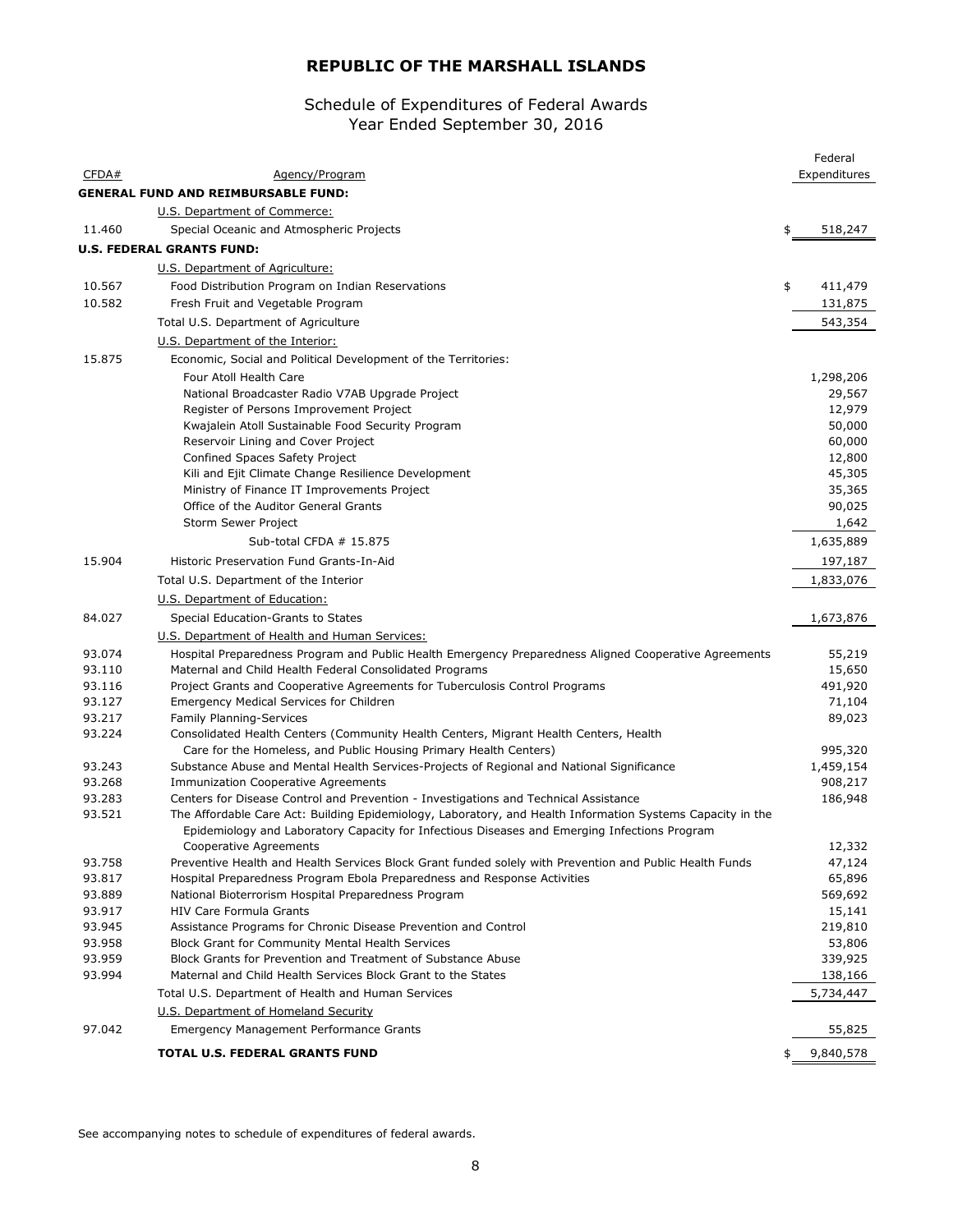# REPUBLIC OF THE MARSHALL ISLANDS

## Schedule of Expenditures of Federal Awards
## Year Ended September 30, 2016

| CFDA# | Agency/Program | Federal Expenditures |
|---|---|---|
| | **GENERAL FUND AND REIMBURSABLE FUND:** | |
| | U.S. Department of Commerce: | |
| 11.460 | Special Oceanic and Atmospheric Projects | $ 518,247 |
| | **U.S. FEDERAL GRANTS FUND:** | |
| | U.S. Department of Agriculture: | |
| 10.567 | Food Distribution Program on Indian Reservations | $ 411,479 |
| 10.582 | Fresh Fruit and Vegetable Program | 131,875 |
| | Total U.S. Department of Agriculture | 543,354 |
| | U.S. Department of the Interior: | |
| 15.875 | Economic, Social and Political Development of the Territories: | |
| | Four Atoll Health Care | 1,298,206 |
| | National Broadcaster Radio V7AB Upgrade Project | 29,567 |
| | Register of Persons Improvement Project | 12,979 |
| | Kwajalein Atoll Sustainable Food Security Program | 50,000 |
| | Reservoir Lining and Cover Project | 60,000 |
| | Confined Spaces Safety Project | 12,800 |
| | Kili and Ejit Climate Change Resilience Development | 45,305 |
| | Ministry of Finance IT Improvements Project | 35,365 |
| | Office of the Auditor General Grants | 90,025 |
| | Storm Sewer Project | 1,642 |
| | Sub-total CFDA # 15.875 | 1,635,889 |
| 15.904 | Historic Preservation Fund Grants-In-Aid | 197,187 |
| | Total U.S. Department of the Interior | 1,833,076 |
| | U.S. Department of Education: | |
| 84.027 | Special Education-Grants to States | 1,673,876 |
| | U.S. Department of Health and Human Services: | |
| 93.074 | Hospital Preparedness Program and Public Health Emergency Preparedness Aligned Cooperative Agreements | 55,219 |
| 93.110 | Maternal and Child Health Federal Consolidated Programs | 15,650 |
| 93.116 | Project Grants and Cooperative Agreements for Tuberculosis Control Programs | 491,920 |
| 93.127 | Emergency Medical Services for Children | 71,104 |
| 93.217 | Family Planning-Services | 89,023 |
| 93.224 | Consolidated Health Centers (Community Health Centers, Migrant Health Centers, Health Care for the Homeless, and Public Housing Primary Health Centers) | 995,320 |
| 93.243 | Substance Abuse and Mental Health Services-Projects of Regional and National Significance | 1,459,154 |
| 93.268 | Immunization Cooperative Agreements | 908,217 |
| 93.283 | Centers for Disease Control and Prevention - Investigations and Technical Assistance | 186,948 |
| 93.521 | The Affordable Care Act: Building Epidemiology, Laboratory, and Health Information Systems Capacity in the Epidemiology and Laboratory Capacity for Infectious Diseases and Emerging Infections Program Cooperative Agreements | 12,332 |
| 93.758 | Preventive Health and Health Services Block Grant funded solely with Prevention and Public Health Funds | 47,124 |
| 93.817 | Hospital Preparedness Program Ebola Preparedness and Response Activities | 65,896 |
| 93.889 | National Bioterrorism Hospital Preparedness Program | 569,692 |
| 93.917 | HIV Care Formula Grants | 15,141 |
| 93.945 | Assistance Programs for Chronic Disease Prevention and Control | 219,810 |
| 93.958 | Block Grant for Community Mental Health Services | 53,806 |
| 93.959 | Block Grants for Prevention and Treatment of Substance Abuse | 339,925 |
| 93.994 | Maternal and Child Health Services Block Grant to the States | 138,166 |
| | Total U.S. Department of Health and Human Services | 5,734,447 |
| | U.S. Department of Homeland Security | |
| 97.042 | Emergency Management Performance Grants | 55,825 |
| | **TOTAL U.S. FEDERAL GRANTS FUND** | $ 9,840,578 |

See accompanying notes to schedule of expenditures of federal awards.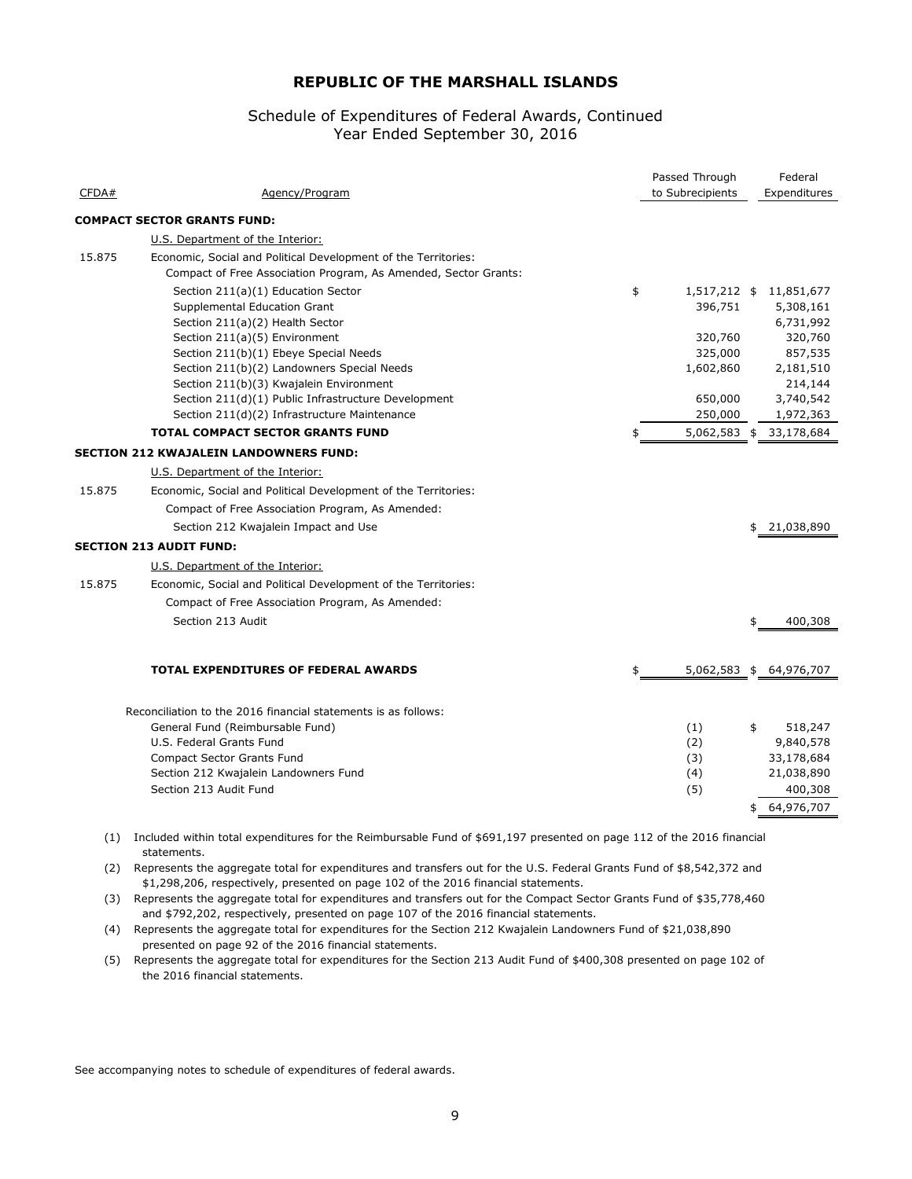# REPUBLIC OF THE MARSHALL ISLANDS

## Schedule of Expenditures of Federal Awards, Continued
## Year Ended September 30, 2016

| CFDA# | Agency/Program | Passed Through to Subrecipients | Federal Expenditures |
|---|---|---|---|
| | **COMPACT SECTOR GRANTS FUND:** | | |
| | U.S. Department of the Interior: | | |
| 15.875 | Economic, Social and Political Development of the Territories: | | |
| | Compact of Free Association Program, As Amended, Sector Grants: | | |
| | Section 211(a)(1) Education Sector | $ 1,517,212 | $ 11,851,677 |
| | Supplemental Education Grant | 396,751 | 5,308,161 |
| | Section 211(a)(2) Health Sector | | 6,731,992 |
| | Section 211(a)(5) Environment | 320,760 | 320,760 |
| | Section 211(b)(1) Ebeye Special Needs | 325,000 | 857,535 |
| | Section 211(b)(2) Landowners Special Needs | 1,602,860 | 2,181,510 |
| | Section 211(b)(3) Kwajalein Environment | | 214,144 |
| | Section 211(d)(1) Public Infrastructure Development | 650,000 | 3,740,542 |
| | Section 211(d)(2) Infrastructure Maintenance | 250,000 | 1,972,363 |
| | **TOTAL COMPACT SECTOR GRANTS FUND** | $ 5,062,583 | $ 33,178,684 |
| | **SECTION 212 KWAJALEIN LANDOWNERS FUND:** | | |
| | U.S. Department of the Interior: | | |
| 15.875 | Economic, Social and Political Development of the Territories: | | |
| | Compact of Free Association Program, As Amended: | | |
| | Section 212 Kwajalein Impact and Use | | $ 21,038,890 |
| | **SECTION 213 AUDIT FUND:** | | |
| | U.S. Department of the Interior: | | |
| 15.875 | Economic, Social and Political Development of the Territories: | | |
| | Compact of Free Association Program, As Amended: | | |
| | Section 213 Audit | | $ 400,308 |
| | **TOTAL EXPENDITURES OF FEDERAL AWARDS** | $ 5,062,583 | $ 64,976,707 |

Reconciliation to the 2016 financial statements is as follows:

| | | |
|---|---|---|
| General Fund (Reimbursable Fund) | (1) | $ 518,247 |
| U.S. Federal Grants Fund | (2) | 9,840,578 |
| Compact Sector Grants Fund | (3) | 33,178,684 |
| Section 212 Kwajalein Landowners Fund | (4) | 21,038,890 |
| Section 213 Audit Fund | (5) | 400,308 |
| | | $ 64,976,707 |

(1) Included within total expenditures for the Reimbursable Fund of $691,197 presented on page 112 of the 2016 financial statements.

(2) Represents the aggregate total for expenditures and transfers out for the U.S. Federal Grants Fund of $8,542,372 and $1,298,206, respectively, presented on page 102 of the 2016 financial statements.

(3) Represents the aggregate total for expenditures and transfers out for the Compact Sector Grants Fund of $35,778,460 and $792,202, respectively, presented on page 107 of the 2016 financial statements.

(4) Represents the aggregate total for expenditures for the Section 212 Kwajalein Landowners Fund of $21,038,890 presented on page 92 of the 2016 financial statements.

(5) Represents the aggregate total for expenditures for the Section 213 Audit Fund of $400,308 presented on page 102 of the 2016 financial statements.

See accompanying notes to schedule of expenditures of federal awards.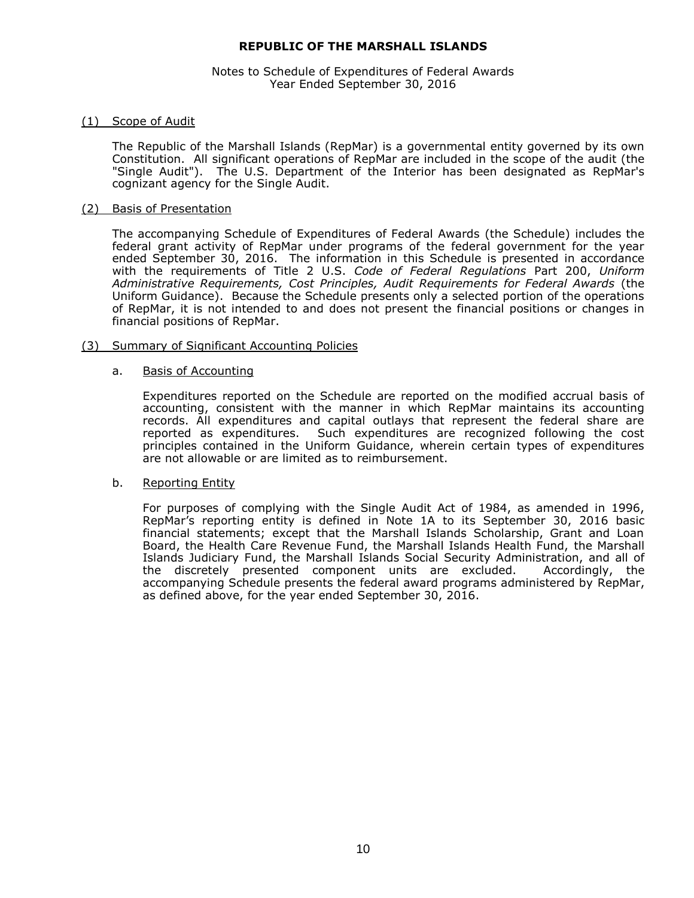# REPUBLIC OF THE MARSHALL ISLANDS

Notes to Schedule of Expenditures of Federal Awards
Year Ended September 30, 2016

## (1) Scope of Audit

The Republic of the Marshall Islands (RepMar) is a governmental entity governed by its own Constitution. All significant operations of RepMar are included in the scope of the audit (the "Single Audit"). The U.S. Department of the Interior has been designated as RepMar's cognizant agency for the Single Audit.

## (2) Basis of Presentation

The accompanying Schedule of Expenditures of Federal Awards (the Schedule) includes the federal grant activity of RepMar under programs of the federal government for the year ended September 30, 2016. The information in this Schedule is presented in accordance with the requirements of Title 2 U.S. *Code of Federal Regulations* Part 200, *Uniform Administrative Requirements, Cost Principles, Audit Requirements for Federal Awards* (the Uniform Guidance). Because the Schedule presents only a selected portion of the operations of RepMar, it is not intended to and does not present the financial positions or changes in financial positions of RepMar.

## (3) Summary of Significant Accounting Policies

### a. Basis of Accounting

Expenditures reported on the Schedule are reported on the modified accrual basis of accounting, consistent with the manner in which RepMar maintains its accounting records. All expenditures and capital outlays that represent the federal share are reported as expenditures. Such expenditures are recognized following the cost principles contained in the Uniform Guidance, wherein certain types of expenditures are not allowable or are limited as to reimbursement.

### b. Reporting Entity

For purposes of complying with the Single Audit Act of 1984, as amended in 1996, RepMar's reporting entity is defined in Note 1A to its September 30, 2016 basic financial statements; except that the Marshall Islands Scholarship, Grant and Loan Board, the Health Care Revenue Fund, the Marshall Islands Health Fund, the Marshall Islands Judiciary Fund, the Marshall Islands Social Security Administration, and all of the discretely presented component units are excluded. Accordingly, the accompanying Schedule presents the federal award programs administered by RepMar, as defined above, for the year ended September 30, 2016.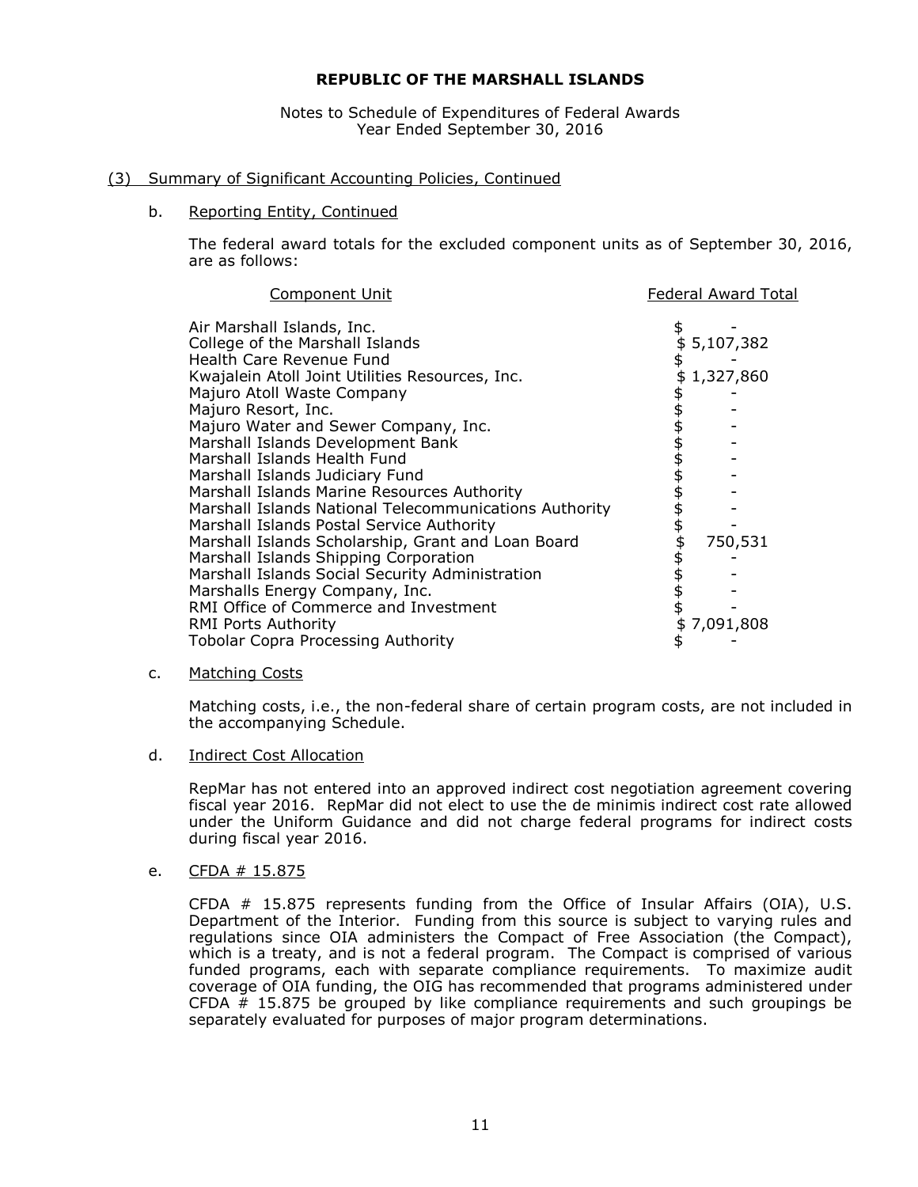**REPUBLIC OF THE MARSHALL ISLANDS**

Notes to Schedule of Expenditures of Federal Awards
Year Ended September 30, 2016

(3) Summary of Significant Accounting Policies, Continued

b. Reporting Entity, Continued

The federal award totals for the excluded component units as of September 30, 2016, are as follows:

| Component Unit | Federal Award Total |
|---|---|
| Air Marshall Islands, Inc. | $ - |
| College of the Marshall Islands | $ 5,107,382 |
| Health Care Revenue Fund | $ - |
| Kwajalein Atoll Joint Utilities Resources, Inc. | $ 1,327,860 |
| Majuro Atoll Waste Company | $ - |
| Majuro Resort, Inc. | $ - |
| Majuro Water and Sewer Company, Inc. | $ - |
| Marshall Islands Development Bank | $ - |
| Marshall Islands Health Fund | $ - |
| Marshall Islands Judiciary Fund | $ - |
| Marshall Islands Marine Resources Authority | $ - |
| Marshall Islands National Telecommunications Authority | $ - |
| Marshall Islands Postal Service Authority | $ - |
| Marshall Islands Scholarship, Grant and Loan Board | $ 750,531 |
| Marshall Islands Shipping Corporation | $ - |
| Marshall Islands Social Security Administration | $ - |
| Marshalls Energy Company, Inc. | $ - |
| RMI Office of Commerce and Investment | $ - |
| RMI Ports Authority | $ 7,091,808 |
| Tobolar Copra Processing Authority | $ - |

c. Matching Costs

Matching costs, i.e., the non-federal share of certain program costs, are not included in the accompanying Schedule.

d. Indirect Cost Allocation

RepMar has not entered into an approved indirect cost negotiation agreement covering fiscal year 2016. RepMar did not elect to use the de minimis indirect cost rate allowed under the Uniform Guidance and did not charge federal programs for indirect costs during fiscal year 2016.

e. CFDA # 15.875

CFDA # 15.875 represents funding from the Office of Insular Affairs (OIA), U.S. Department of the Interior. Funding from this source is subject to varying rules and regulations since OIA administers the Compact of Free Association (the Compact), which is a treaty, and is not a federal program. The Compact is comprised of various funded programs, each with separate compliance requirements. To maximize audit coverage of OIA funding, the OIG has recommended that programs administered under CFDA # 15.875 be grouped by like compliance requirements and such groupings be separately evaluated for purposes of major program determinations.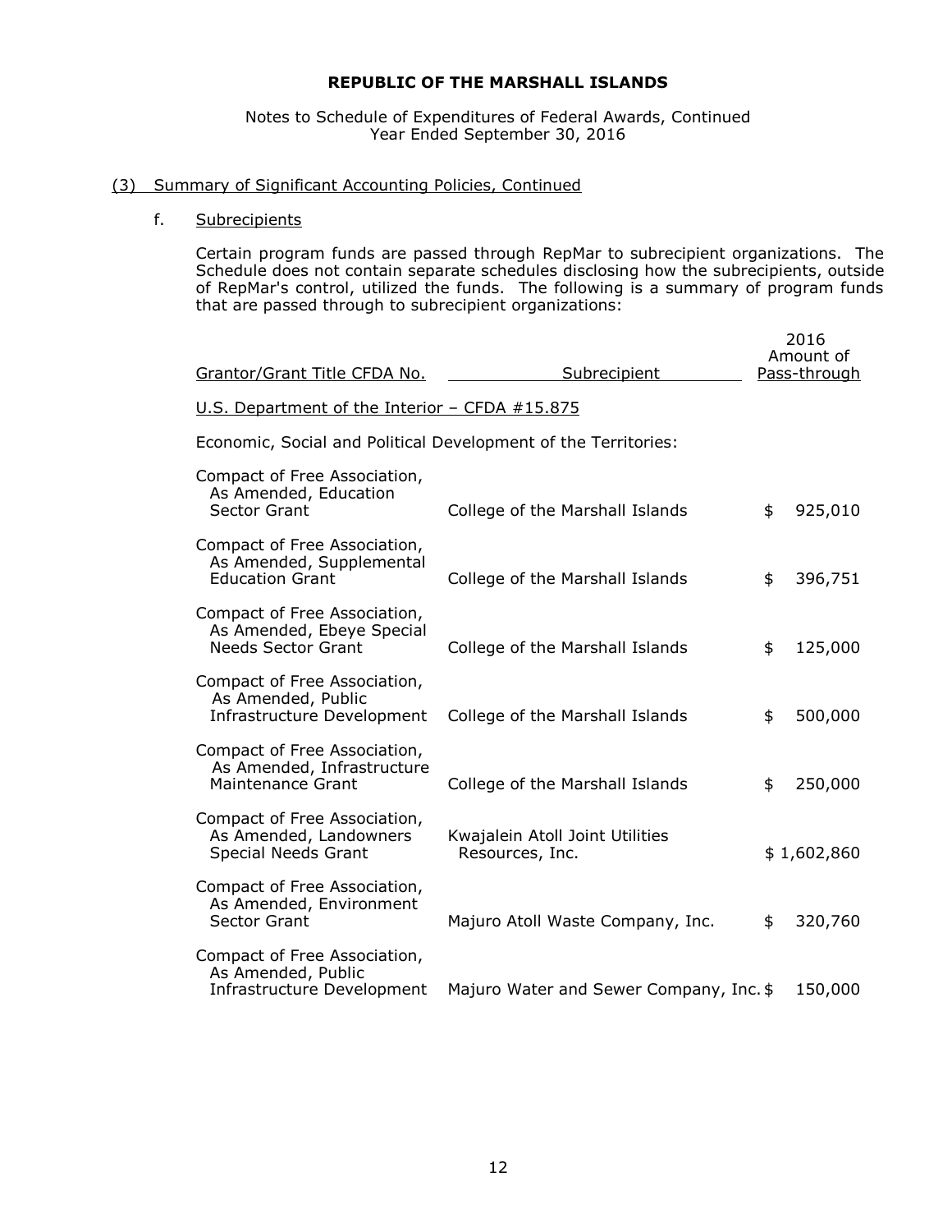# REPUBLIC OF THE MARSHALL ISLANDS

Notes to Schedule of Expenditures of Federal Awards, Continued
Year Ended September 30, 2016

## (3) Summary of Significant Accounting Policies, Continued

### f. Subrecipients

Certain program funds are passed through RepMar to subrecipient organizations. The Schedule does not contain separate schedules disclosing how the subrecipients, outside of RepMar's control, utilized the funds. The following is a summary of program funds that are passed through to subrecipient organizations:

| Grantor/Grant Title CFDA No. | Subrecipient | 2016 Amount of Pass-through |
|---|---|---|
| U.S. Department of the Interior – CFDA #15.875 | | |
| Economic, Social and Political Development of the Territories: | | |
| Compact of Free Association, As Amended, Education Sector Grant | College of the Marshall Islands | $ 925,010 |
| Compact of Free Association, As Amended, Supplemental Education Grant | College of the Marshall Islands | $ 396,751 |
| Compact of Free Association, As Amended, Ebeye Special Needs Sector Grant | College of the Marshall Islands | $ 125,000 |
| Compact of Free Association, As Amended, Public Infrastructure Development | College of the Marshall Islands | $ 500,000 |
| Compact of Free Association, As Amended, Infrastructure Maintenance Grant | College of the Marshall Islands | $ 250,000 |
| Compact of Free Association, As Amended, Landowners Special Needs Grant | Kwajalein Atoll Joint Utilities Resources, Inc. | $ 1,602,860 |
| Compact of Free Association, As Amended, Environment Sector Grant | Majuro Atoll Waste Company, Inc. | $ 320,760 |
| Compact of Free Association, As Amended, Public Infrastructure Development | Majuro Water and Sewer Company, Inc. | $ 150,000 |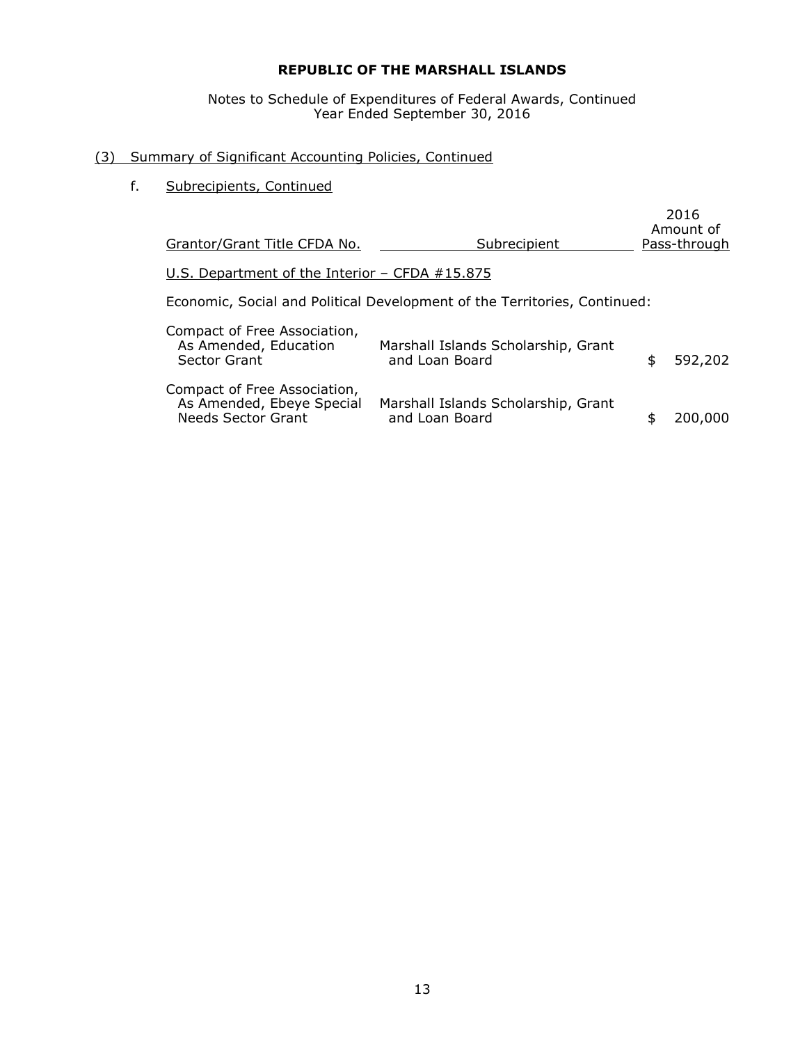**REPUBLIC OF THE MARSHALL ISLANDS**

Notes to Schedule of Expenditures of Federal Awards, Continued
Year Ended September 30, 2016

(3) Summary of Significant Accounting Policies, Continued

f. Subrecipients, Continued

| Grantor/Grant Title CFDA No. | Subrecipient | 2016 Amount of Pass-through |
|---|---|---|
| U.S. Department of the Interior – CFDA #15.875 | | |
| Economic, Social and Political Development of the Territories, Continued: | | |
| Compact of Free Association, As Amended, Education Sector Grant | Marshall Islands Scholarship, Grant and Loan Board | $ 592,202 |
| Compact of Free Association, As Amended, Ebeye Special Needs Sector Grant | Marshall Islands Scholarship, Grant and Loan Board | $ 200,000 |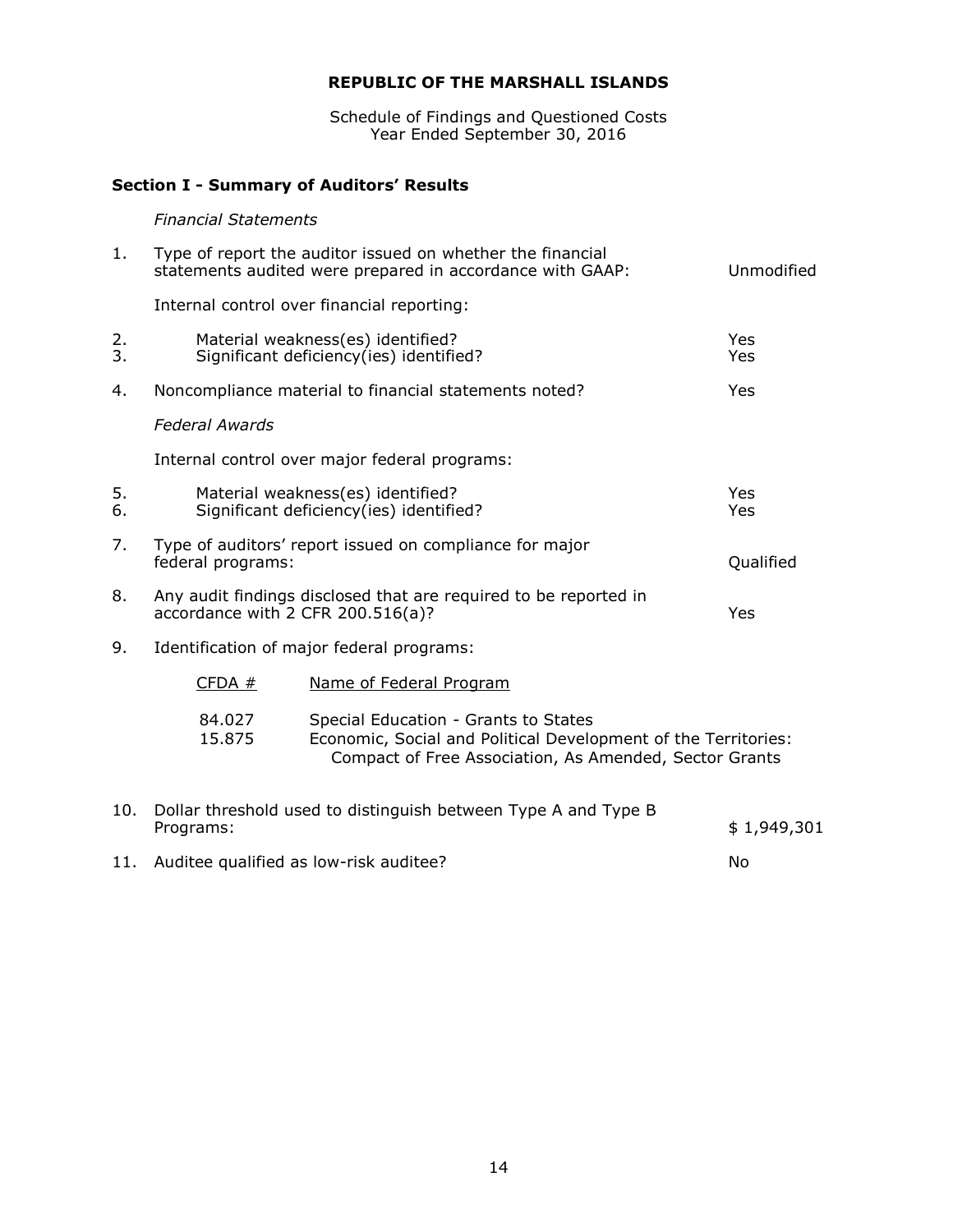**REPUBLIC OF THE MARSHALL ISLANDS**

Schedule of Findings and Questioned Costs
Year Ended September 30, 2016

## Section I - Summary of Auditors' Results

*Financial Statements*

| | | |
|---|---|---|
| 1. | Type of report the auditor issued on whether the financial statements audited were prepared in accordance with GAAP: | Unmodified |
| | Internal control over financial reporting: | |
| 2. | Material weakness(es) identified? | Yes |
| 3. | Significant deficiency(ies) identified? | Yes |
| 4. | Noncompliance material to financial statements noted? | Yes |

*Federal Awards*

| | | |
|---|---|---|
| | Internal control over major federal programs: | |
| 5. | Material weakness(es) identified? | Yes |
| 6. | Significant deficiency(ies) identified? | Yes |
| 7. | Type of auditors' report issued on compliance for major federal programs: | Qualified |
| 8. | Any audit findings disclosed that are required to be reported in accordance with 2 CFR 200.516(a)? | Yes |
| 9. | Identification of major federal programs: | |

| CFDA # | Name of Federal Program |
|---|---|
| 84.027 | Special Education - Grants to States |
| 15.875 | Economic, Social and Political Development of the Territories: Compact of Free Association, As Amended, Sector Grants |

| | | |
|---|---|---|
| 10. | Dollar threshold used to distinguish between Type A and Type B Programs: | $ 1,949,301 |
| 11. | Auditee qualified as low-risk auditee? | No |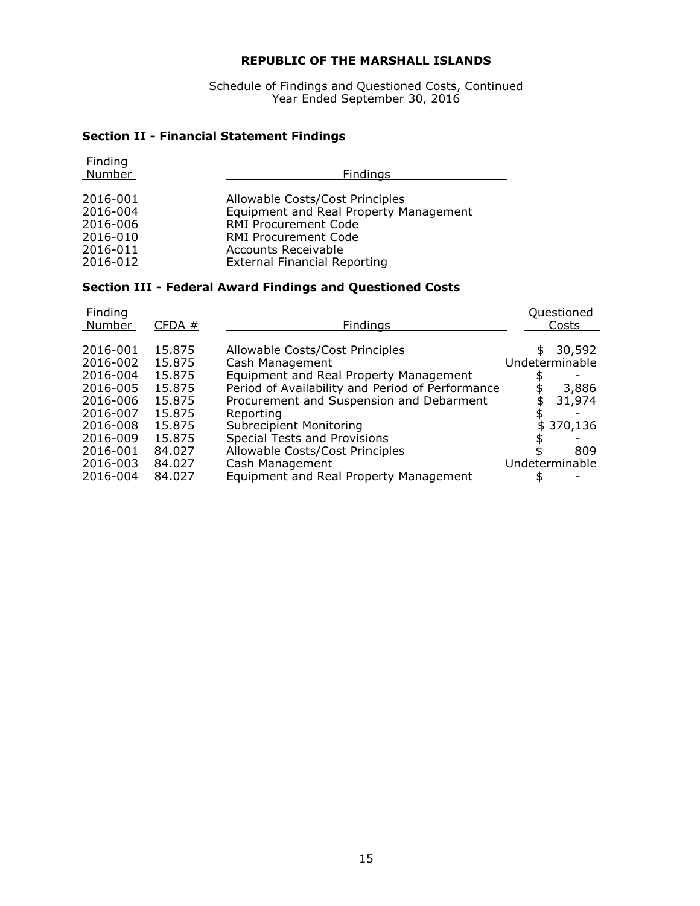# REPUBLIC OF THE MARSHALL ISLANDS

Schedule of Findings and Questioned Costs, Continued
Year Ended September 30, 2016

## Section II - Financial Statement Findings

| Finding Number | Findings |
|---|---|
| 2016-001 | Allowable Costs/Cost Principles |
| 2016-004 | Equipment and Real Property Management |
| 2016-006 | RMI Procurement Code |
| 2016-010 | RMI Procurement Code |
| 2016-011 | Accounts Receivable |
| 2016-012 | External Financial Reporting |

## Section III - Federal Award Findings and Questioned Costs

| Finding Number | CFDA # | Findings | Questioned Costs |
|---|---|---|---|
| 2016-001 | 15.875 | Allowable Costs/Cost Principles | $ 30,592 |
| 2016-002 | 15.875 | Cash Management | Undeterminable |
| 2016-004 | 15.875 | Equipment and Real Property Management | $ - |
| 2016-005 | 15.875 | Period of Availability and Period of Performance | $ 3,886 |
| 2016-006 | 15.875 | Procurement and Suspension and Debarment | $ 31,974 |
| 2016-007 | 15.875 | Reporting | $ - |
| 2016-008 | 15.875 | Subrecipient Monitoring | $ 370,136 |
| 2016-009 | 15.875 | Special Tests and Provisions | $ - |
| 2016-001 | 84.027 | Allowable Costs/Cost Principles | $ 809 |
| 2016-003 | 84.027 | Cash Management | Undeterminable |
| 2016-004 | 84.027 | Equipment and Real Property Management | $ - |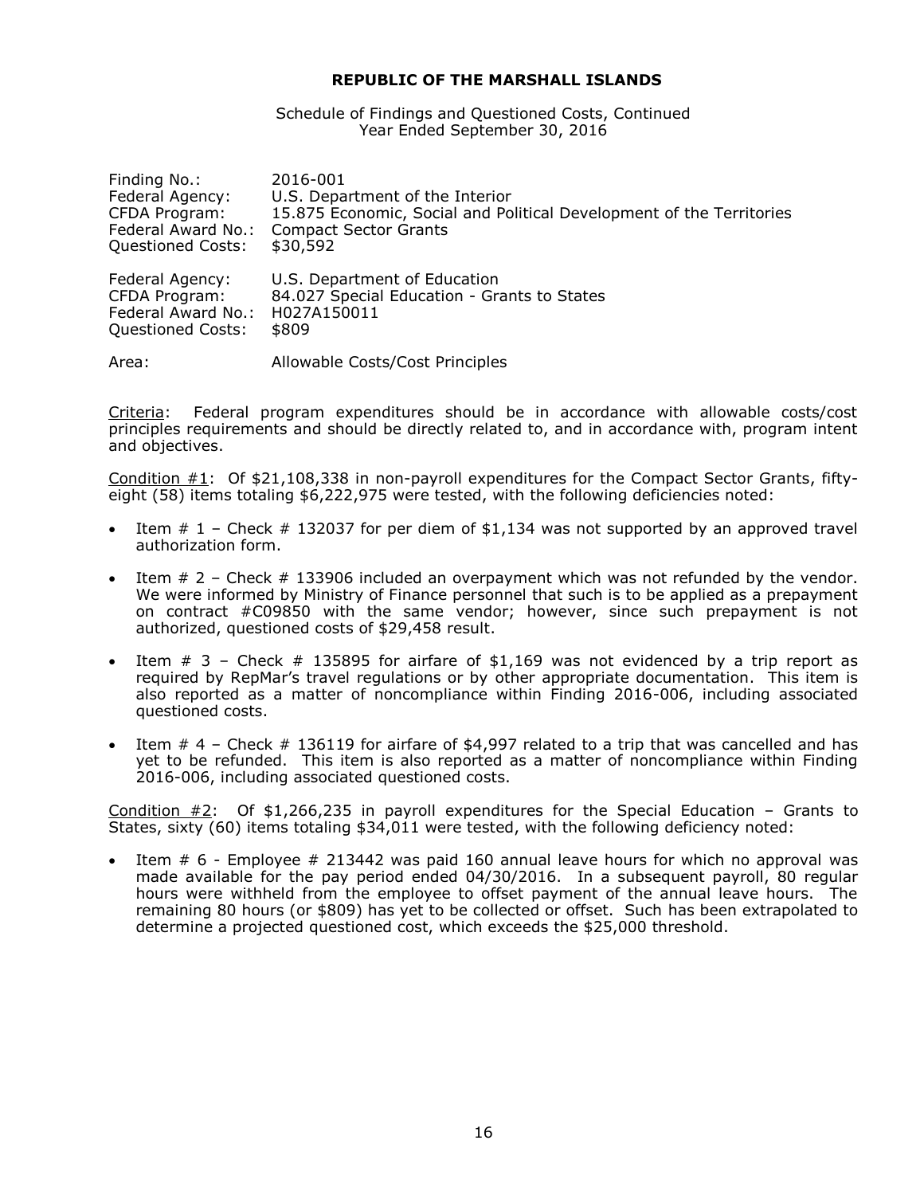**REPUBLIC OF THE MARSHALL ISLANDS**

Schedule of Findings and Questioned Costs, Continued
Year Ended September 30, 2016

Finding No.: 2016-001
Federal Agency: U.S. Department of the Interior
CFDA Program: 15.875 Economic, Social and Political Development of the Territories
Federal Award No.: Compact Sector Grants
Questioned Costs: $30,592

Federal Agency: U.S. Department of Education
CFDA Program: 84.027 Special Education - Grants to States
Federal Award No.: H027A150011
Questioned Costs: $809

Area: Allowable Costs/Cost Principles

Criteria: Federal program expenditures should be in accordance with allowable costs/cost principles requirements and should be directly related to, and in accordance with, program intent and objectives.

Condition #1: Of $21,108,338 in non-payroll expenditures for the Compact Sector Grants, fifty-eight (58) items totaling $6,222,975 were tested, with the following deficiencies noted:

- Item # 1 – Check # 132037 for per diem of $1,134 was not supported by an approved travel authorization form.
- Item # 2 – Check # 133906 included an overpayment which was not refunded by the vendor. We were informed by Ministry of Finance personnel that such is to be applied as a prepayment on contract #C09850 with the same vendor; however, since such prepayment is not authorized, questioned costs of $29,458 result.
- Item # 3 – Check # 135895 for airfare of $1,169 was not evidenced by a trip report as required by RepMar's travel regulations or by other appropriate documentation. This item is also reported as a matter of noncompliance within Finding 2016-006, including associated questioned costs.
- Item # 4 – Check # 136119 for airfare of $4,997 related to a trip that was cancelled and has yet to be refunded. This item is also reported as a matter of noncompliance within Finding 2016-006, including associated questioned costs.

Condition #2: Of $1,266,235 in payroll expenditures for the Special Education – Grants to States, sixty (60) items totaling $34,011 were tested, with the following deficiency noted:

- Item # 6 - Employee # 213442 was paid 160 annual leave hours for which no approval was made available for the pay period ended 04/30/2016. In a subsequent payroll, 80 regular hours were withheld from the employee to offset payment of the annual leave hours. The remaining 80 hours (or $809) has yet to be collected or offset. Such has been extrapolated to determine a projected questioned cost, which exceeds the $25,000 threshold.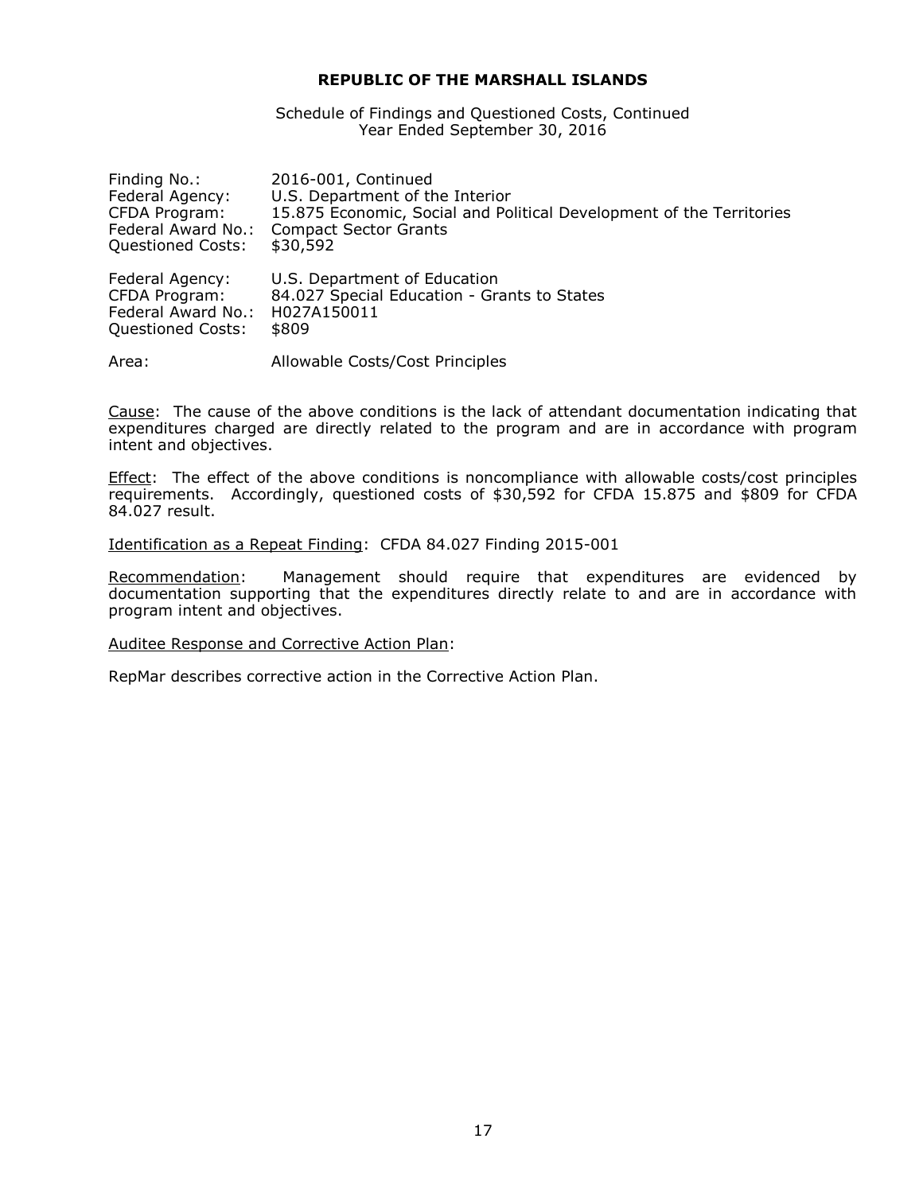**REPUBLIC OF THE MARSHALL ISLANDS**

Schedule of Findings and Questioned Costs, Continued
Year Ended September 30, 2016

| | |
|---|---|
| Finding No.: | 2016-001, Continued |
| Federal Agency: | U.S. Department of the Interior |
| CFDA Program: | 15.875 Economic, Social and Political Development of the Territories |
| Federal Award No.: | Compact Sector Grants |
| Questioned Costs: | $30,592 |

| | |
|---|---|
| Federal Agency: | U.S. Department of Education |
| CFDA Program: | 84.027 Special Education - Grants to States |
| Federal Award No.: | H027A150011 |
| Questioned Costs: | $809 |

Area: Allowable Costs/Cost Principles

Cause: The cause of the above conditions is the lack of attendant documentation indicating that expenditures charged are directly related to the program and are in accordance with program intent and objectives.

Effect: The effect of the above conditions is noncompliance with allowable costs/cost principles requirements. Accordingly, questioned costs of $30,592 for CFDA 15.875 and $809 for CFDA 84.027 result.

Identification as a Repeat Finding: CFDA 84.027 Finding 2015-001

Recommendation: Management should require that expenditures are evidenced by documentation supporting that the expenditures directly relate to and are in accordance with program intent and objectives.

Auditee Response and Corrective Action Plan:

RepMar describes corrective action in the Corrective Action Plan.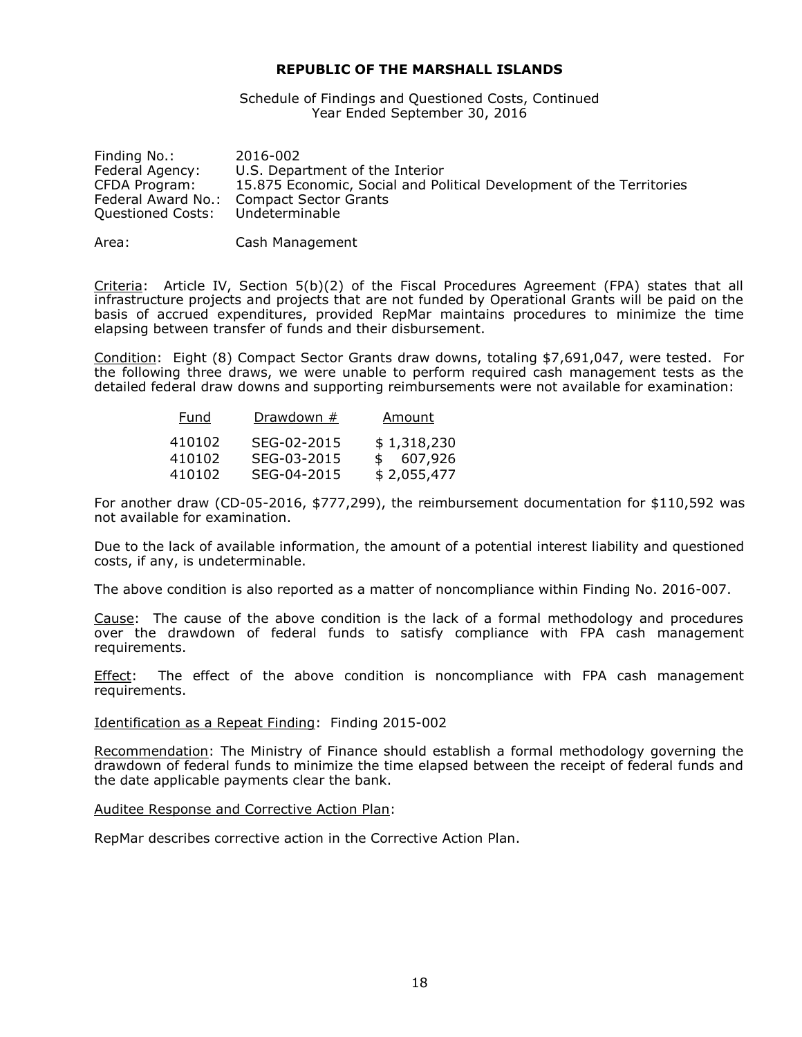**REPUBLIC OF THE MARSHALL ISLANDS**

Schedule of Findings and Questioned Costs, Continued
Year Ended September 30, 2016

Finding No.: 2016-002
Federal Agency: U.S. Department of the Interior
CFDA Program: 15.875 Economic, Social and Political Development of the Territories
Federal Award No.: Compact Sector Grants
Questioned Costs: Undeterminable

Area: Cash Management

Criteria: Article IV, Section 5(b)(2) of the Fiscal Procedures Agreement (FPA) states that all infrastructure projects and projects that are not funded by Operational Grants will be paid on the basis of accrued expenditures, provided RepMar maintains procedures to minimize the time elapsing between transfer of funds and their disbursement.

Condition: Eight (8) Compact Sector Grants draw downs, totaling $7,691,047, were tested. For the following three draws, we were unable to perform required cash management tests as the detailed federal draw downs and supporting reimbursements were not available for examination:

| Fund | Drawdown # | Amount |
|---|---|---|
| 410102 | SEG-02-2015 | $ 1,318,230 |
| 410102 | SEG-03-2015 | $ 607,926 |
| 410102 | SEG-04-2015 | $ 2,055,477 |

For another draw (CD-05-2016, $777,299), the reimbursement documentation for $110,592 was not available for examination.

Due to the lack of available information, the amount of a potential interest liability and questioned costs, if any, is undeterminable.

The above condition is also reported as a matter of noncompliance within Finding No. 2016-007.

Cause: The cause of the above condition is the lack of a formal methodology and procedures over the drawdown of federal funds to satisfy compliance with FPA cash management requirements.

Effect: The effect of the above condition is noncompliance with FPA cash management requirements.

Identification as a Repeat Finding: Finding 2015-002

Recommendation: The Ministry of Finance should establish a formal methodology governing the drawdown of federal funds to minimize the time elapsed between the receipt of federal funds and the date applicable payments clear the bank.

Auditee Response and Corrective Action Plan:

RepMar describes corrective action in the Corrective Action Plan.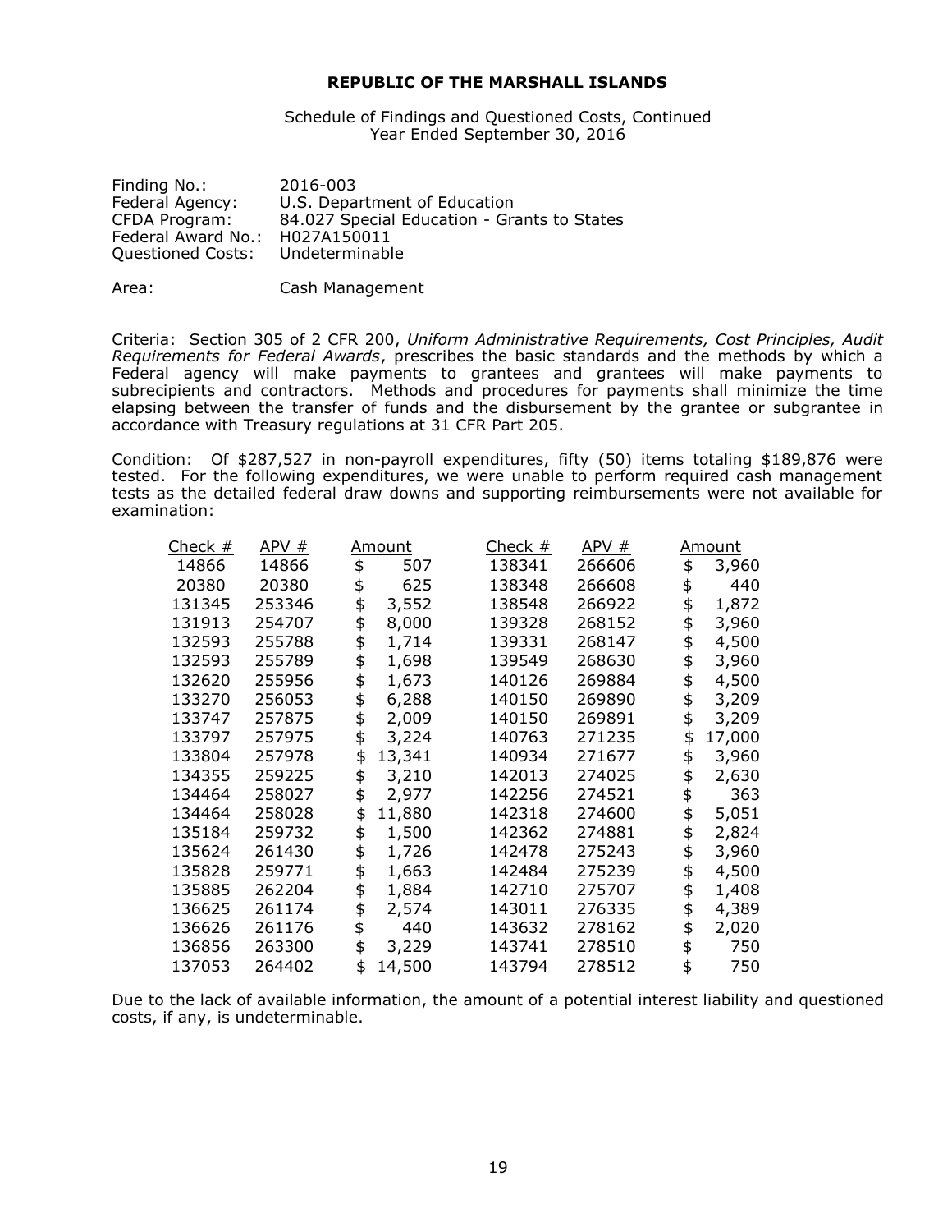**REPUBLIC OF THE MARSHALL ISLANDS**

Schedule of Findings and Questioned Costs, Continued
Year Ended September 30, 2016

Finding No.: 2016-003
Federal Agency: U.S. Department of Education
CFDA Program: 84.027 Special Education - Grants to States
Federal Award No.: H027A150011
Questioned Costs: Undeterminable

Area: Cash Management

Criteria: Section 305 of 2 CFR 200, *Uniform Administrative Requirements, Cost Principles, Audit Requirements for Federal Awards*, prescribes the basic standards and the methods by which a Federal agency will make payments to grantees and grantees will make payments to subrecipients and contractors. Methods and procedures for payments shall minimize the time elapsing between the transfer of funds and the disbursement by the grantee or subgrantee in accordance with Treasury regulations at 31 CFR Part 205.

Condition: Of $287,527 in non-payroll expenditures, fifty (50) items totaling $189,876 were tested. For the following expenditures, we were unable to perform required cash management tests as the detailed federal draw downs and supporting reimbursements were not available for examination:

| Check # | APV # | Amount | Check # | APV # | Amount |
|---|---|---|---|---|---|
| 14866 | 14866 | $ 507 | 138341 | 266606 | $ 3,960 |
| 20380 | 20380 | $ 625 | 138348 | 266608 | $ 440 |
| 131345 | 253346 | $ 3,552 | 138548 | 266922 | $ 1,872 |
| 131913 | 254707 | $ 8,000 | 139328 | 268152 | $ 3,960 |
| 132593 | 255788 | $ 1,714 | 139331 | 268147 | $ 4,500 |
| 132593 | 255789 | $ 1,698 | 139549 | 268630 | $ 3,960 |
| 132620 | 255956 | $ 1,673 | 140126 | 269884 | $ 4,500 |
| 133270 | 256053 | $ 6,288 | 140150 | 269890 | $ 3,209 |
| 133747 | 257875 | $ 2,009 | 140150 | 269891 | $ 3,209 |
| 133797 | 257975 | $ 3,224 | 140763 | 271235 | $ 17,000 |
| 133804 | 257978 | $ 13,341 | 140934 | 271677 | $ 3,960 |
| 134355 | 259225 | $ 3,210 | 142013 | 274025 | $ 2,630 |
| 134464 | 258027 | $ 2,977 | 142256 | 274521 | $ 363 |
| 134464 | 258028 | $ 11,880 | 142318 | 274600 | $ 5,051 |
| 135184 | 259732 | $ 1,500 | 142362 | 274881 | $ 2,824 |
| 135624 | 261430 | $ 1,726 | 142478 | 275243 | $ 3,960 |
| 135828 | 259771 | $ 1,663 | 142484 | 275239 | $ 4,500 |
| 135885 | 262204 | $ 1,884 | 142710 | 275707 | $ 1,408 |
| 136625 | 261174 | $ 2,574 | 143011 | 276335 | $ 4,389 |
| 136626 | 261176 | $ 440 | 143632 | 278162 | $ 2,020 |
| 136856 | 263300 | $ 3,229 | 143741 | 278510 | $ 750 |
| 137053 | 264402 | $ 14,500 | 143794 | 278512 | $ 750 |

Due to the lack of available information, the amount of a potential interest liability and questioned costs, if any, is undeterminable.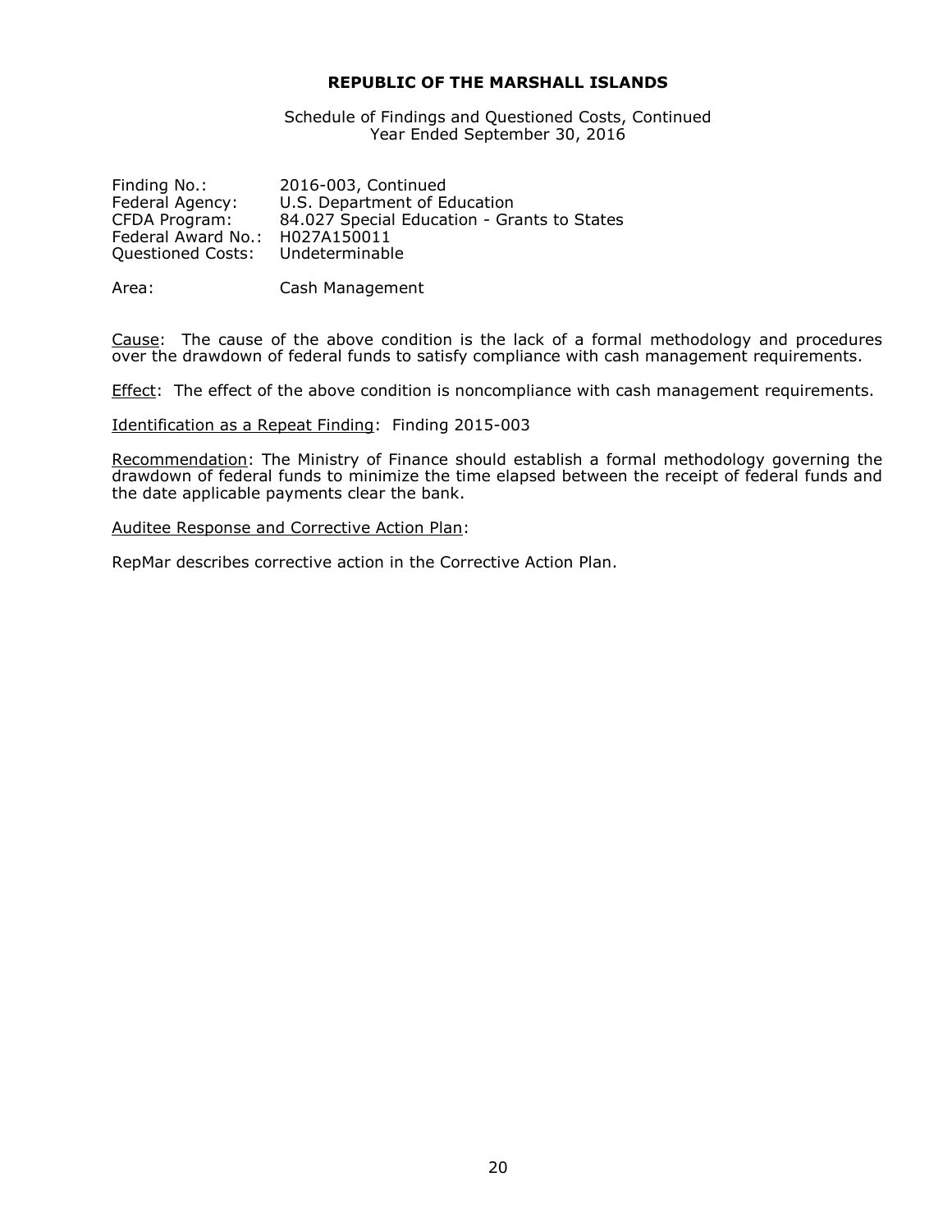**REPUBLIC OF THE MARSHALL ISLANDS**

Schedule of Findings and Questioned Costs, Continued
Year Ended September 30, 2016

Finding No.: 2016-003, Continued
Federal Agency: U.S. Department of Education
CFDA Program: 84.027 Special Education - Grants to States
Federal Award No.: H027A150011
Questioned Costs: Undeterminable

Area: Cash Management

Cause: The cause of the above condition is the lack of a formal methodology and procedures over the drawdown of federal funds to satisfy compliance with cash management requirements.

Effect: The effect of the above condition is noncompliance with cash management requirements.

Identification as a Repeat Finding: Finding 2015-003

Recommendation: The Ministry of Finance should establish a formal methodology governing the drawdown of federal funds to minimize the time elapsed between the receipt of federal funds and the date applicable payments clear the bank.

Auditee Response and Corrective Action Plan:

RepMar describes corrective action in the Corrective Action Plan.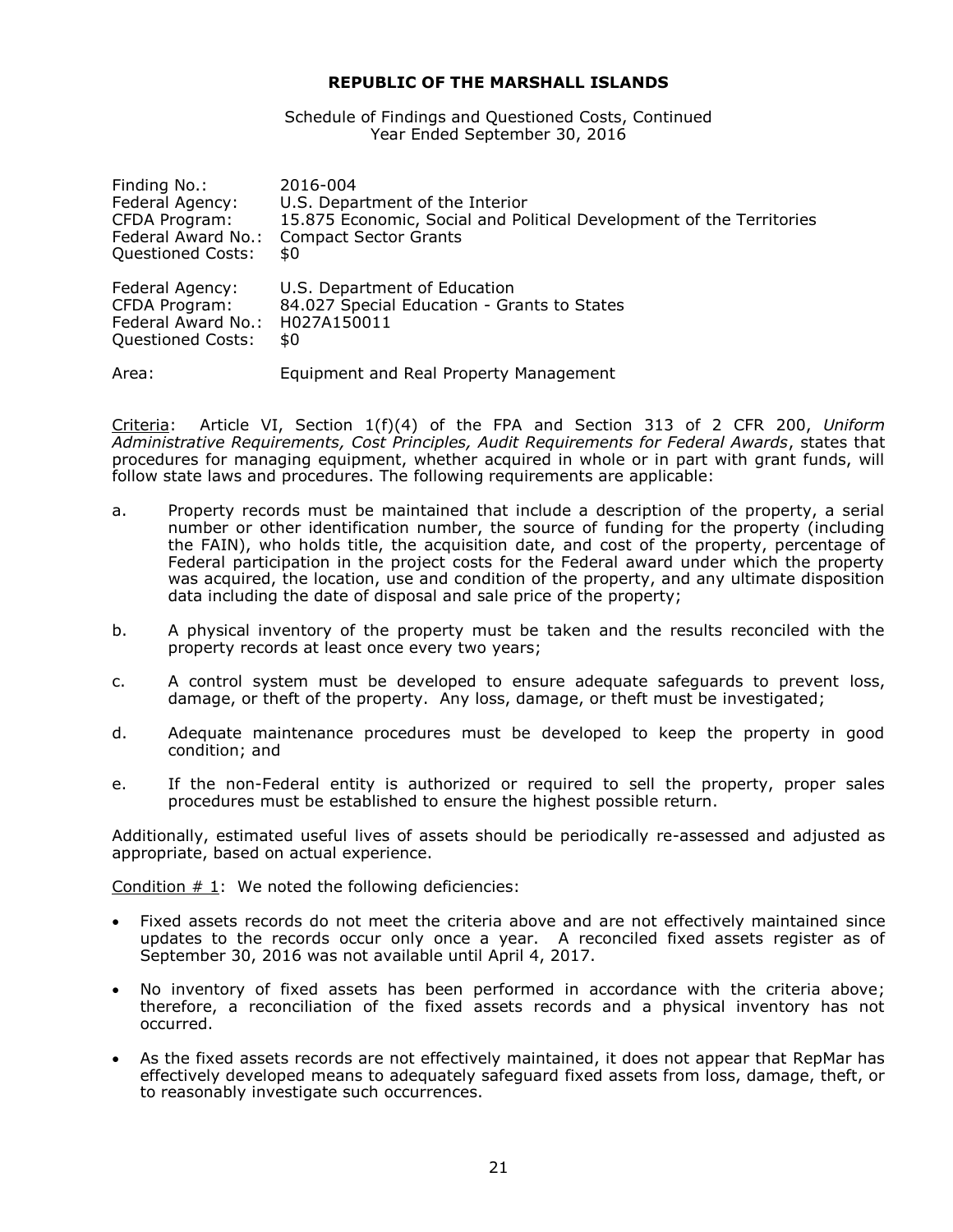**REPUBLIC OF THE MARSHALL ISLANDS**

Schedule of Findings and Questioned Costs, Continued
Year Ended September 30, 2016

| | |
|---|---|
| Finding No.: | 2016-004 |
| Federal Agency: | U.S. Department of the Interior |
| CFDA Program: | 15.875 Economic, Social and Political Development of the Territories |
| Federal Award No.: | Compact Sector Grants |
| Questioned Costs: | $0 |
| | |
| Federal Agency: | U.S. Department of Education |
| CFDA Program: | 84.027 Special Education - Grants to States |
| Federal Award No.: | H027A150011 |
| Questioned Costs: | $0 |
| | |
| Area: | Equipment and Real Property Management |

Criteria: Article VI, Section 1(f)(4) of the FPA and Section 313 of 2 CFR 200, *Uniform Administrative Requirements, Cost Principles, Audit Requirements for Federal Awards*, states that procedures for managing equipment, whether acquired in whole or in part with grant funds, will follow state laws and procedures. The following requirements are applicable:

a. Property records must be maintained that include a description of the property, a serial number or other identification number, the source of funding for the property (including the FAIN), who holds title, the acquisition date, and cost of the property, percentage of Federal participation in the project costs for the Federal award under which the property was acquired, the location, use and condition of the property, and any ultimate disposition data including the date of disposal and sale price of the property;

b. A physical inventory of the property must be taken and the results reconciled with the property records at least once every two years;

c. A control system must be developed to ensure adequate safeguards to prevent loss, damage, or theft of the property. Any loss, damage, or theft must be investigated;

d. Adequate maintenance procedures must be developed to keep the property in good condition; and

e. If the non-Federal entity is authorized or required to sell the property, proper sales procedures must be established to ensure the highest possible return.

Additionally, estimated useful lives of assets should be periodically re-assessed and adjusted as appropriate, based on actual experience.

Condition # 1: We noted the following deficiencies:

- Fixed assets records do not meet the criteria above and are not effectively maintained since updates to the records occur only once a year. A reconciled fixed assets register as of September 30, 2016 was not available until April 4, 2017.
- No inventory of fixed assets has been performed in accordance with the criteria above; therefore, a reconciliation of the fixed assets records and a physical inventory has not occurred.
- As the fixed assets records are not effectively maintained, it does not appear that RepMar has effectively developed means to adequately safeguard fixed assets from loss, damage, theft, or to reasonably investigate such occurrences.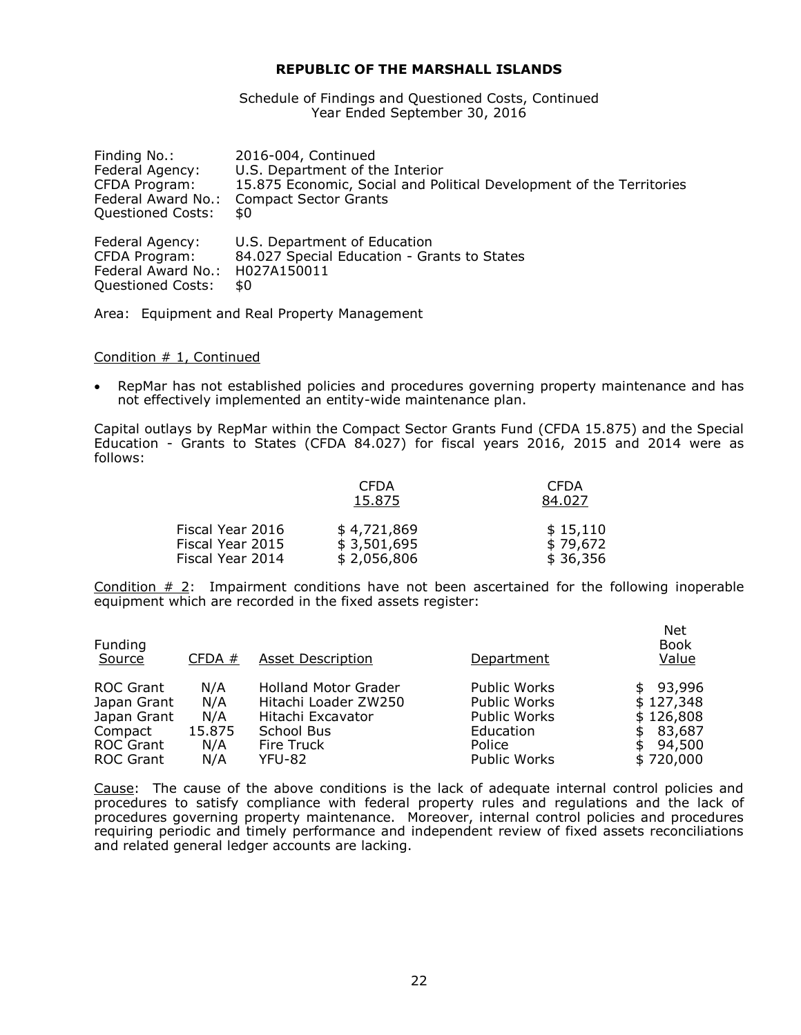# REPUBLIC OF THE MARSHALL ISLANDS

Schedule of Findings and Questioned Costs, Continued
Year Ended September 30, 2016

Finding No.: 2016-004, Continued
Federal Agency: U.S. Department of the Interior
CFDA Program: 15.875 Economic, Social and Political Development of the Territories
Federal Award No.: Compact Sector Grants
Questioned Costs: $0

Federal Agency: U.S. Department of Education
CFDA Program: 84.027 Special Education - Grants to States
Federal Award No.: H027A150011
Questioned Costs: $0

Area: Equipment and Real Property Management

Condition # 1, Continued

- RepMar has not established policies and procedures governing property maintenance and has not effectively implemented an entity-wide maintenance plan.

Capital outlays by RepMar within the Compact Sector Grants Fund (CFDA 15.875) and the Special Education - Grants to States (CFDA 84.027) for fiscal years 2016, 2015 and 2014 were as follows:

| | CFDA 15.875 | CFDA 84.027 |
|---|---|---|
| Fiscal Year 2016 | $ 4,721,869 | $ 15,110 |
| Fiscal Year 2015 | $ 3,501,695 | $ 79,672 |
| Fiscal Year 2014 | $ 2,056,806 | $ 36,356 |

Condition # 2: Impairment conditions have not been ascertained for the following inoperable equipment which are recorded in the fixed assets register:

| Funding Source | CFDA # | Asset Description | Department | Net Book Value |
|---|---|---|---|---|
| ROC Grant | N/A | Holland Motor Grader | Public Works | $ 93,996 |
| Japan Grant | N/A | Hitachi Loader ZW250 | Public Works | $ 127,348 |
| Japan Grant | N/A | Hitachi Excavator | Public Works | $ 126,808 |
| Compact | 15.875 | School Bus | Education | $ 83,687 |
| ROC Grant | N/A | Fire Truck | Police | $ 94,500 |
| ROC Grant | N/A | YFU-82 | Public Works | $ 720,000 |

Cause: The cause of the above conditions is the lack of adequate internal control policies and procedures to satisfy compliance with federal property rules and regulations and the lack of procedures governing property maintenance. Moreover, internal control policies and procedures requiring periodic and timely performance and independent review of fixed assets reconciliations and related general ledger accounts are lacking.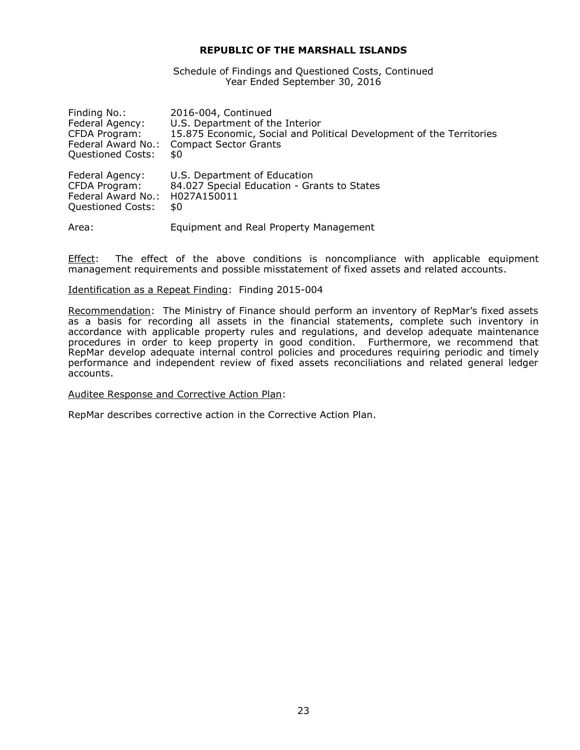**REPUBLIC OF THE MARSHALL ISLANDS**

Schedule of Findings and Questioned Costs, Continued
Year Ended September 30, 2016

| | |
|---|---|
| Finding No.: | 2016-004, Continued |
| Federal Agency: | U.S. Department of the Interior |
| CFDA Program: | 15.875 Economic, Social and Political Development of the Territories |
| Federal Award No.: | Compact Sector Grants |
| Questioned Costs: | $0 |
| | |
| Federal Agency: | U.S. Department of Education |
| CFDA Program: | 84.027 Special Education - Grants to States |
| Federal Award No.: | H027A150011 |
| Questioned Costs: | $0 |
| | |
| Area: | Equipment and Real Property Management |

Effect: The effect of the above conditions is noncompliance with applicable equipment management requirements and possible misstatement of fixed assets and related accounts.

Identification as a Repeat Finding: Finding 2015-004

Recommendation: The Ministry of Finance should perform an inventory of RepMar's fixed assets as a basis for recording all assets in the financial statements, complete such inventory in accordance with applicable property rules and regulations, and develop adequate maintenance procedures in order to keep property in good condition. Furthermore, we recommend that RepMar develop adequate internal control policies and procedures requiring periodic and timely performance and independent review of fixed assets reconciliations and related general ledger accounts.

Auditee Response and Corrective Action Plan:

RepMar describes corrective action in the Corrective Action Plan.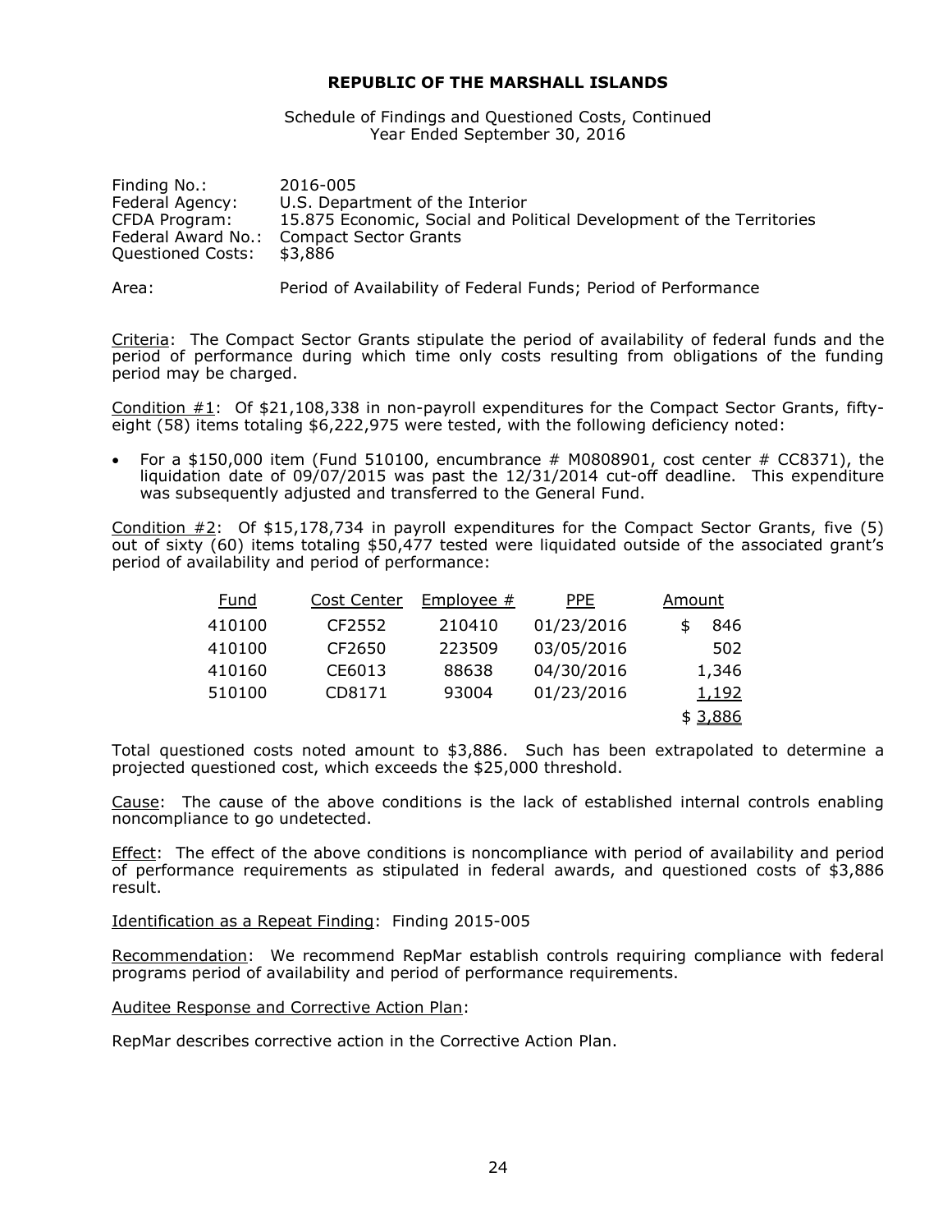# REPUBLIC OF THE MARSHALL ISLANDS

Schedule of Findings and Questioned Costs, Continued
Year Ended September 30, 2016

Finding No.: 2016-005
Federal Agency: U.S. Department of the Interior
CFDA Program: 15.875 Economic, Social and Political Development of the Territories
Federal Award No.: Compact Sector Grants
Questioned Costs: $3,886

Area: Period of Availability of Federal Funds; Period of Performance

Criteria: The Compact Sector Grants stipulate the period of availability of federal funds and the period of performance during which time only costs resulting from obligations of the funding period may be charged.

Condition #1: Of $21,108,338 in non-payroll expenditures for the Compact Sector Grants, fifty-eight (58) items totaling $6,222,975 were tested, with the following deficiency noted:

- For a $150,000 item (Fund 510100, encumbrance # M0808901, cost center # CC8371), the liquidation date of 09/07/2015 was past the 12/31/2014 cut-off deadline. This expenditure was subsequently adjusted and transferred to the General Fund.

Condition #2: Of $15,178,734 in payroll expenditures for the Compact Sector Grants, five (5) out of sixty (60) items totaling $50,477 tested were liquidated outside of the associated grant's period of availability and period of performance:

| Fund | Cost Center | Employee # | PPE | Amount |
|---|---|---|---|---|
| 410100 | CF2552 | 210410 | 01/23/2016 | $ 846 |
| 410100 | CF2650 | 223509 | 03/05/2016 | 502 |
| 410160 | CE6013 | 88638 | 04/30/2016 | 1,346 |
| 510100 | CD8171 | 93004 | 01/23/2016 | 1,192 |
| | | | | $ 3,886 |

Total questioned costs noted amount to $3,886. Such has been extrapolated to determine a projected questioned cost, which exceeds the $25,000 threshold.

Cause: The cause of the above conditions is the lack of established internal controls enabling noncompliance to go undetected.

Effect: The effect of the above conditions is noncompliance with period of availability and period of performance requirements as stipulated in federal awards, and questioned costs of $3,886 result.

Identification as a Repeat Finding: Finding 2015-005

Recommendation: We recommend RepMar establish controls requiring compliance with federal programs period of availability and period of performance requirements.

Auditee Response and Corrective Action Plan:

RepMar describes corrective action in the Corrective Action Plan.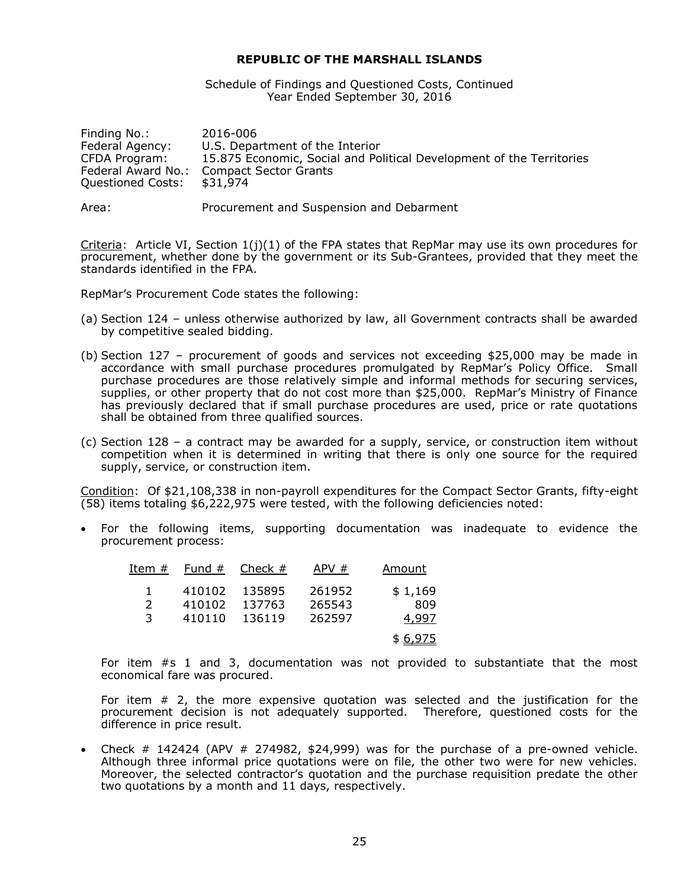**REPUBLIC OF THE MARSHALL ISLANDS**

Schedule of Findings and Questioned Costs, Continued
Year Ended September 30, 2016

Finding No.: 2016-006
Federal Agency: U.S. Department of the Interior
CFDA Program: 15.875 Economic, Social and Political Development of the Territories
Federal Award No.: Compact Sector Grants
Questioned Costs: $31,974

Area: Procurement and Suspension and Debarment

Criteria: Article VI, Section 1(j)(1) of the FPA states that RepMar may use its own procedures for procurement, whether done by the government or its Sub-Grantees, provided that they meet the standards identified in the FPA.

RepMar's Procurement Code states the following:

(a) Section 124 – unless otherwise authorized by law, all Government contracts shall be awarded by competitive sealed bidding.

(b) Section 127 – procurement of goods and services not exceeding $25,000 may be made in accordance with small purchase procedures promulgated by RepMar's Policy Office. Small purchase procedures are those relatively simple and informal methods for securing services, supplies, or other property that do not cost more than $25,000. RepMar's Ministry of Finance has previously declared that if small purchase procedures are used, price or rate quotations shall be obtained from three qualified sources.

(c) Section 128 – a contract may be awarded for a supply, service, or construction item without competition when it is determined in writing that there is only one source for the required supply, service, or construction item.

Condition: Of $21,108,338 in non-payroll expenditures for the Compact Sector Grants, fifty-eight (58) items totaling $6,222,975 were tested, with the following deficiencies noted:

- For the following items, supporting documentation was inadequate to evidence the procurement process:

| Item # | Fund # | Check # | APV # | Amount |
|---|---|---|---|---|
| 1 | 410102 | 135895 | 261952 | $ 1,169 |
| 2 | 410102 | 137763 | 265543 | 809 |
| 3 | 410110 | 136119 | 262597 | 4,997 |
| | | | | $ 6,975 |

For item #s 1 and 3, documentation was not provided to substantiate that the most economical fare was procured.

For item # 2, the more expensive quotation was selected and the justification for the procurement decision is not adequately supported. Therefore, questioned costs for the difference in price result.

- Check # 142424 (APV # 274982, $24,999) was for the purchase of a pre-owned vehicle. Although three informal price quotations were on file, the other two were for new vehicles. Moreover, the selected contractor's quotation and the purchase requisition predate the other two quotations by a month and 11 days, respectively.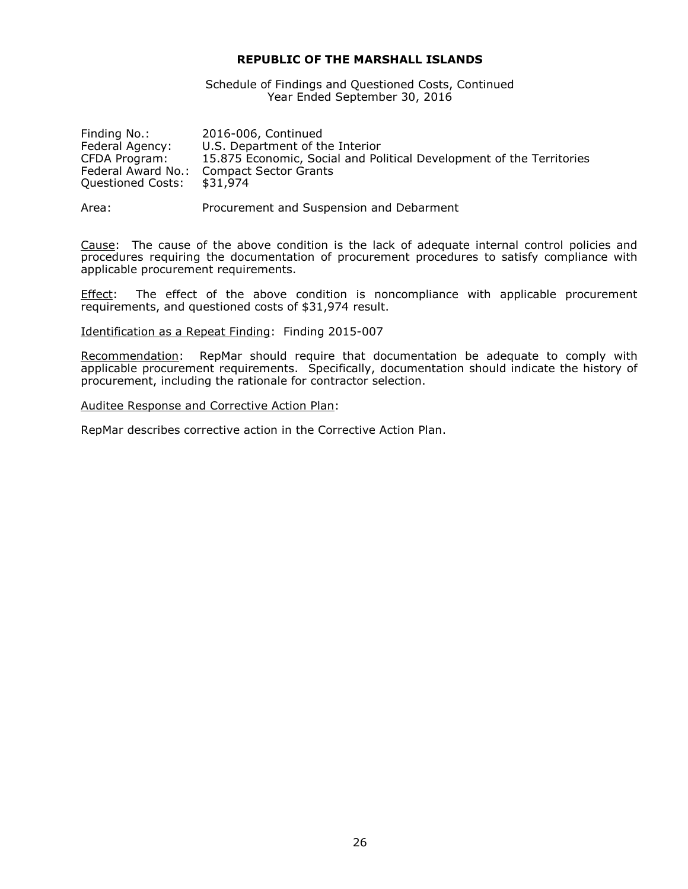**REPUBLIC OF THE MARSHALL ISLANDS**

Schedule of Findings and Questioned Costs, Continued
Year Ended September 30, 2016

Finding No.: 2016-006, Continued
Federal Agency: U.S. Department of the Interior
CFDA Program: 15.875 Economic, Social and Political Development of the Territories
Federal Award No.: Compact Sector Grants
Questioned Costs: $31,974

Area: Procurement and Suspension and Debarment

Cause: The cause of the above condition is the lack of adequate internal control policies and procedures requiring the documentation of procurement procedures to satisfy compliance with applicable procurement requirements.

Effect: The effect of the above condition is noncompliance with applicable procurement requirements, and questioned costs of $31,974 result.

Identification as a Repeat Finding: Finding 2015-007

Recommendation: RepMar should require that documentation be adequate to comply with applicable procurement requirements. Specifically, documentation should indicate the history of procurement, including the rationale for contractor selection.

Auditee Response and Corrective Action Plan:

RepMar describes corrective action in the Corrective Action Plan.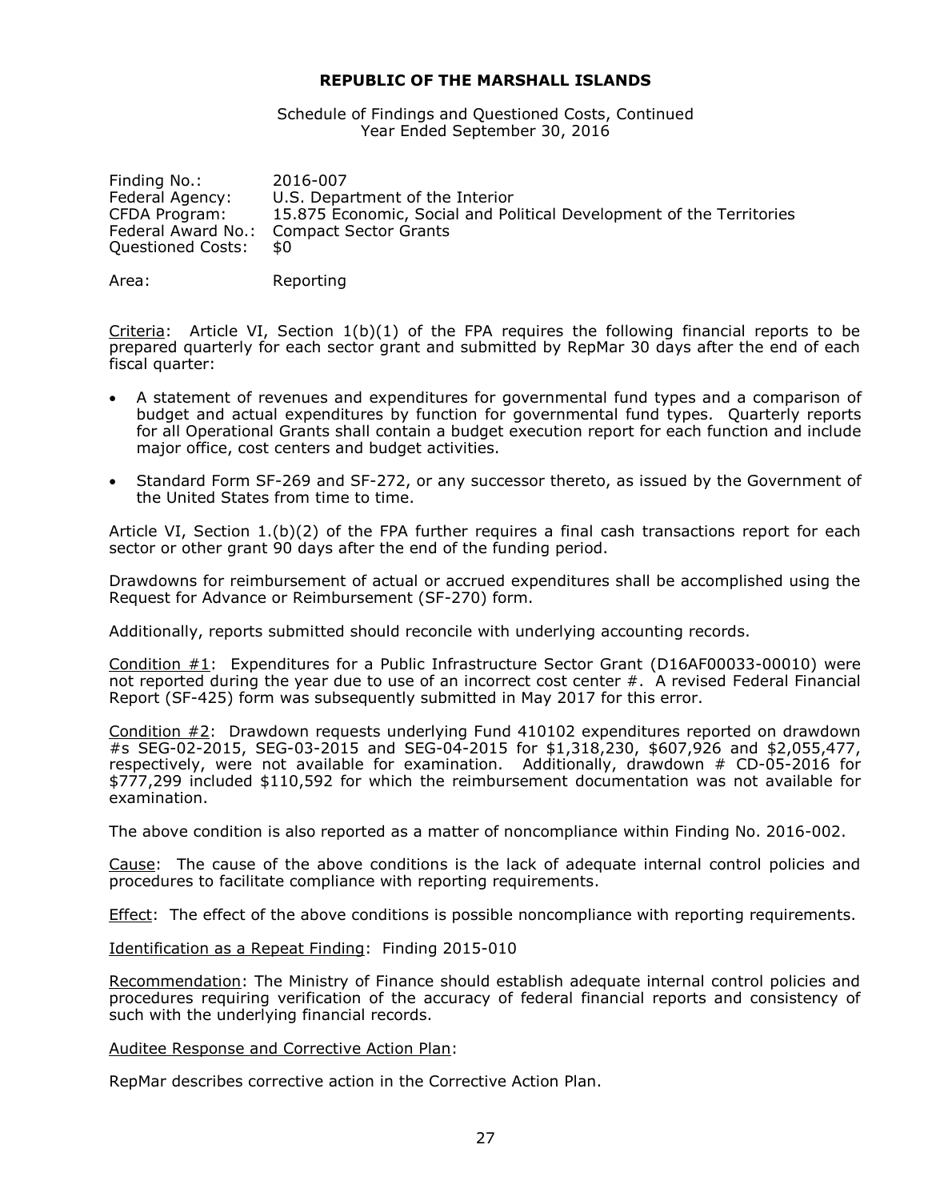# REPUBLIC OF THE MARSHALL ISLANDS

Schedule of Findings and Questioned Costs, Continued
Year Ended September 30, 2016

Finding No.: 2016-007
Federal Agency: U.S. Department of the Interior
CFDA Program: 15.875 Economic, Social and Political Development of the Territories
Federal Award No.: Compact Sector Grants
Questioned Costs: $0

Area: Reporting

Criteria: Article VI, Section 1(b)(1) of the FPA requires the following financial reports to be prepared quarterly for each sector grant and submitted by RepMar 30 days after the end of each fiscal quarter:

- A statement of revenues and expenditures for governmental fund types and a comparison of budget and actual expenditures by function for governmental fund types. Quarterly reports for all Operational Grants shall contain a budget execution report for each function and include major office, cost centers and budget activities.
- Standard Form SF-269 and SF-272, or any successor thereto, as issued by the Government of the United States from time to time.

Article VI, Section 1.(b)(2) of the FPA further requires a final cash transactions report for each sector or other grant 90 days after the end of the funding period.

Drawdowns for reimbursement of actual or accrued expenditures shall be accomplished using the Request for Advance or Reimbursement (SF-270) form.

Additionally, reports submitted should reconcile with underlying accounting records.

Condition #1: Expenditures for a Public Infrastructure Sector Grant (D16AF00033-00010) were not reported during the year due to use of an incorrect cost center #. A revised Federal Financial Report (SF-425) form was subsequently submitted in May 2017 for this error.

Condition #2: Drawdown requests underlying Fund 410102 expenditures reported on drawdown #s SEG-02-2015, SEG-03-2015 and SEG-04-2015 for $1,318,230, $607,926 and $2,055,477, respectively, were not available for examination. Additionally, drawdown # CD-05-2016 for $777,299 included $110,592 for which the reimbursement documentation was not available for examination.

The above condition is also reported as a matter of noncompliance within Finding No. 2016-002.

Cause: The cause of the above conditions is the lack of adequate internal control policies and procedures to facilitate compliance with reporting requirements.

Effect: The effect of the above conditions is possible noncompliance with reporting requirements.

Identification as a Repeat Finding: Finding 2015-010

Recommendation: The Ministry of Finance should establish adequate internal control policies and procedures requiring verification of the accuracy of federal financial reports and consistency of such with the underlying financial records.

Auditee Response and Corrective Action Plan:

RepMar describes corrective action in the Corrective Action Plan.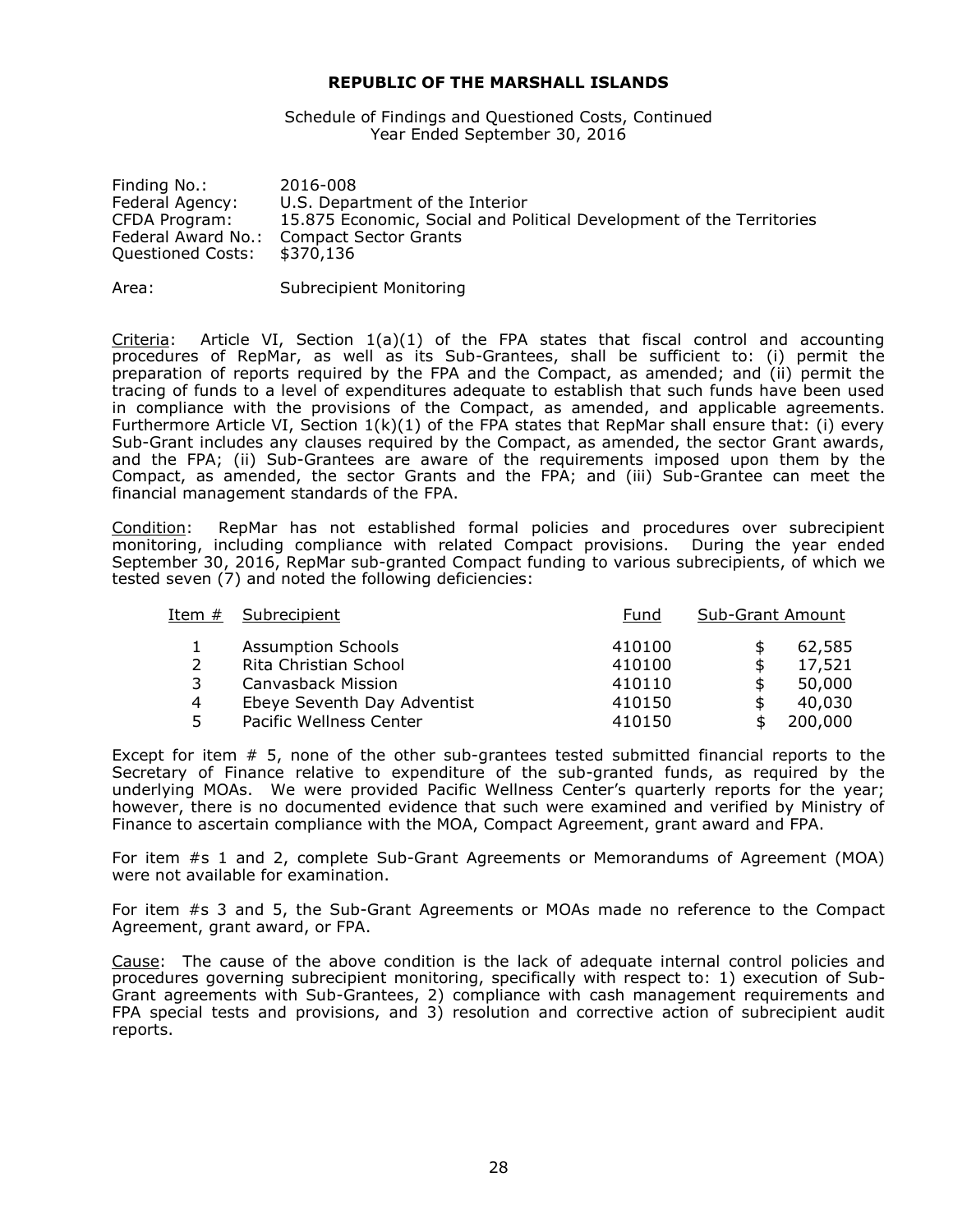**REPUBLIC OF THE MARSHALL ISLANDS**

Schedule of Findings and Questioned Costs, Continued
Year Ended September 30, 2016

Finding No.: 2016-008
Federal Agency: U.S. Department of the Interior
CFDA Program: 15.875 Economic, Social and Political Development of the Territories
Federal Award No.: Compact Sector Grants
Questioned Costs: $370,136

Area: Subrecipient Monitoring

Criteria: Article VI, Section 1(a)(1) of the FPA states that fiscal control and accounting procedures of RepMar, as well as its Sub-Grantees, shall be sufficient to: (i) permit the preparation of reports required by the FPA and the Compact, as amended; and (ii) permit the tracing of funds to a level of expenditures adequate to establish that such funds have been used in compliance with the provisions of the Compact, as amended, and applicable agreements. Furthermore Article VI, Section 1(k)(1) of the FPA states that RepMar shall ensure that: (i) every Sub-Grant includes any clauses required by the Compact, as amended, the sector Grant awards, and the FPA; (ii) Sub-Grantees are aware of the requirements imposed upon them by the Compact, as amended, the sector Grants and the FPA; and (iii) Sub-Grantee can meet the financial management standards of the FPA.

Condition: RepMar has not established formal policies and procedures over subrecipient monitoring, including compliance with related Compact provisions. During the year ended September 30, 2016, RepMar sub-granted Compact funding to various subrecipients, of which we tested seven (7) and noted the following deficiencies:

| Item # | Subrecipient | Fund | Sub-Grant Amount |
|---|---|---|---|
| 1 | Assumption Schools | 410100 | $ 62,585 |
| 2 | Rita Christian School | 410100 | $ 17,521 |
| 3 | Canvasback Mission | 410110 | $ 50,000 |
| 4 | Ebeye Seventh Day Adventist | 410150 | $ 40,030 |
| 5 | Pacific Wellness Center | 410150 | $ 200,000 |

Except for item # 5, none of the other sub-grantees tested submitted financial reports to the Secretary of Finance relative to expenditure of the sub-granted funds, as required by the underlying MOAs. We were provided Pacific Wellness Center's quarterly reports for the year; however, there is no documented evidence that such were examined and verified by Ministry of Finance to ascertain compliance with the MOA, Compact Agreement, grant award and FPA.

For item #s 1 and 2, complete Sub-Grant Agreements or Memorandums of Agreement (MOA) were not available for examination.

For item #s 3 and 5, the Sub-Grant Agreements or MOAs made no reference to the Compact Agreement, grant award, or FPA.

Cause: The cause of the above condition is the lack of adequate internal control policies and procedures governing subrecipient monitoring, specifically with respect to: 1) execution of Sub-Grant agreements with Sub-Grantees, 2) compliance with cash management requirements and FPA special tests and provisions, and 3) resolution and corrective action of subrecipient audit reports.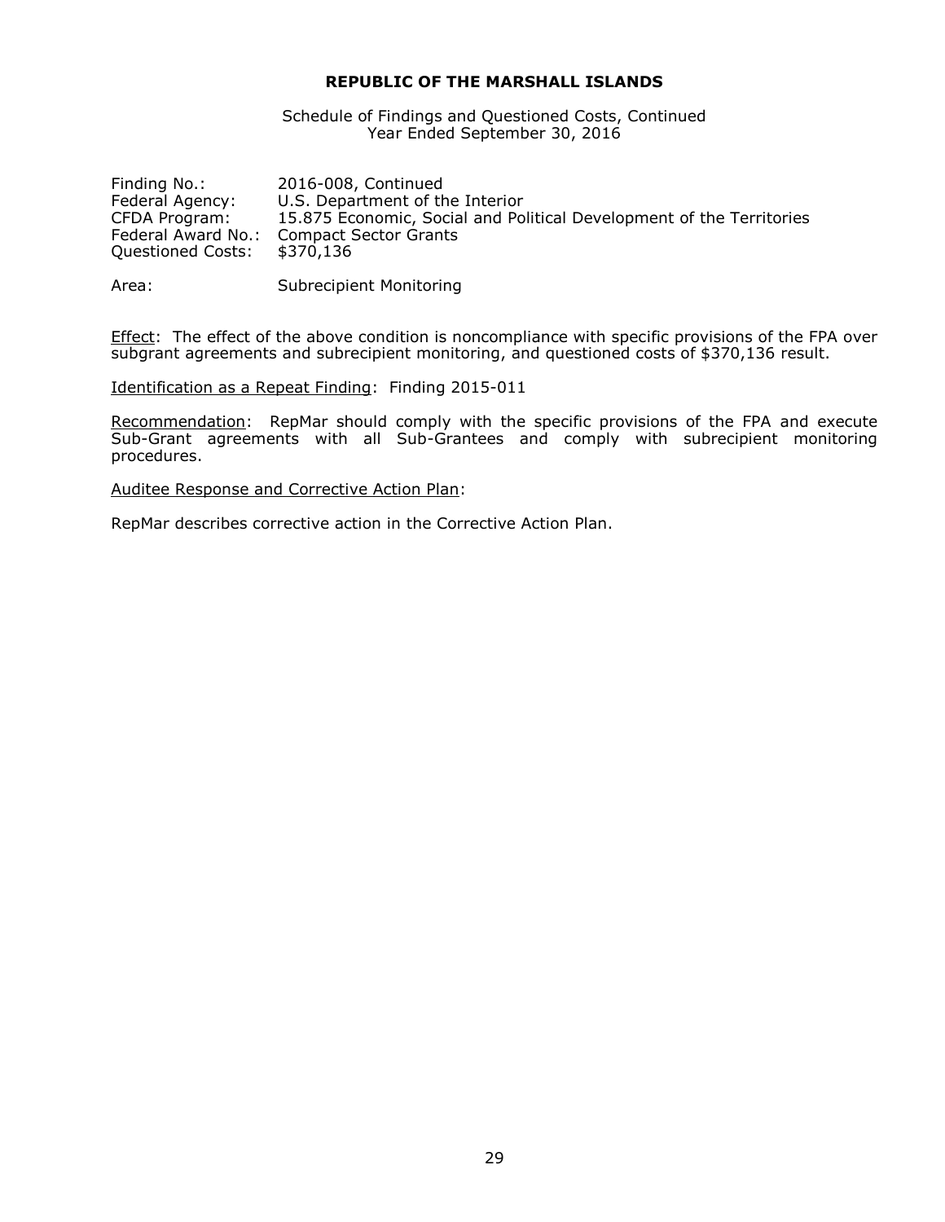**REPUBLIC OF THE MARSHALL ISLANDS**

Schedule of Findings and Questioned Costs, Continued
Year Ended September 30, 2016

Finding No.: 2016-008, Continued
Federal Agency: U.S. Department of the Interior
CFDA Program: 15.875 Economic, Social and Political Development of the Territories
Federal Award No.: Compact Sector Grants
Questioned Costs: $370,136

Area: Subrecipient Monitoring

Effect: The effect of the above condition is noncompliance with specific provisions of the FPA over subgrant agreements and subrecipient monitoring, and questioned costs of $370,136 result.

Identification as a Repeat Finding: Finding 2015-011

Recommendation: RepMar should comply with the specific provisions of the FPA and execute Sub-Grant agreements with all Sub-Grantees and comply with subrecipient monitoring procedures.

Auditee Response and Corrective Action Plan:

RepMar describes corrective action in the Corrective Action Plan.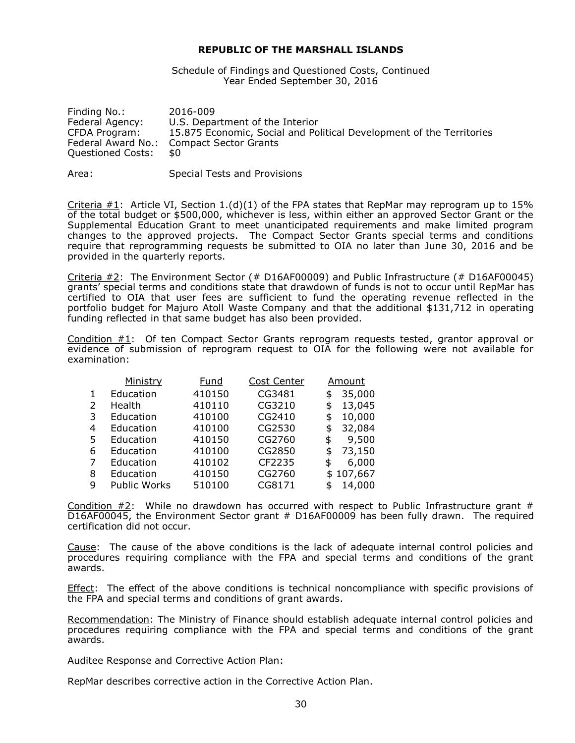**REPUBLIC OF THE MARSHALL ISLANDS**

Schedule of Findings and Questioned Costs, Continued
Year Ended September 30, 2016

Finding No.: 2016-009
Federal Agency: U.S. Department of the Interior
CFDA Program: 15.875 Economic, Social and Political Development of the Territories
Federal Award No.: Compact Sector Grants
Questioned Costs: $0

Area: Special Tests and Provisions

Criteria #1: Article VI, Section 1.(d)(1) of the FPA states that RepMar may reprogram up to 15% of the total budget or $500,000, whichever is less, within either an approved Sector Grant or the Supplemental Education Grant to meet unanticipated requirements and make limited program changes to the approved projects. The Compact Sector Grants special terms and conditions require that reprogramming requests be submitted to OIA no later than June 30, 2016 and be provided in the quarterly reports.

Criteria #2: The Environment Sector (# D16AF00009) and Public Infrastructure (# D16AF00045) grants' special terms and conditions state that drawdown of funds is not to occur until RepMar has certified to OIA that user fees are sufficient to fund the operating revenue reflected in the portfolio budget for Majuro Atoll Waste Company and that the additional $131,712 in operating funding reflected in that same budget has also been provided.

Condition #1: Of ten Compact Sector Grants reprogram requests tested, grantor approval or evidence of submission of reprogram request to OIA for the following were not available for examination:

| | Ministry | Fund | Cost Center | Amount |
|---|---|---|---|---|
| 1 | Education | 410150 | CG3481 | $ 35,000 |
| 2 | Health | 410110 | CG3210 | $ 13,045 |
| 3 | Education | 410100 | CG2410 | $ 10,000 |
| 4 | Education | 410100 | CG2530 | $ 32,084 |
| 5 | Education | 410150 | CG2760 | $ 9,500 |
| 6 | Education | 410100 | CG2850 | $ 73,150 |
| 7 | Education | 410102 | CF2235 | $ 6,000 |
| 8 | Education | 410150 | CG2760 | $ 107,667 |
| 9 | Public Works | 510100 | CG8171 | $ 14,000 |

Condition #2: While no drawdown has occurred with respect to Public Infrastructure grant # D16AF00045, the Environment Sector grant # D16AF00009 has been fully drawn. The required certification did not occur.

Cause: The cause of the above conditions is the lack of adequate internal control policies and procedures requiring compliance with the FPA and special terms and conditions of the grant awards.

Effect: The effect of the above conditions is technical noncompliance with specific provisions of the FPA and special terms and conditions of grant awards.

Recommendation: The Ministry of Finance should establish adequate internal control policies and procedures requiring compliance with the FPA and special terms and conditions of the grant awards.

Auditee Response and Corrective Action Plan:

RepMar describes corrective action in the Corrective Action Plan.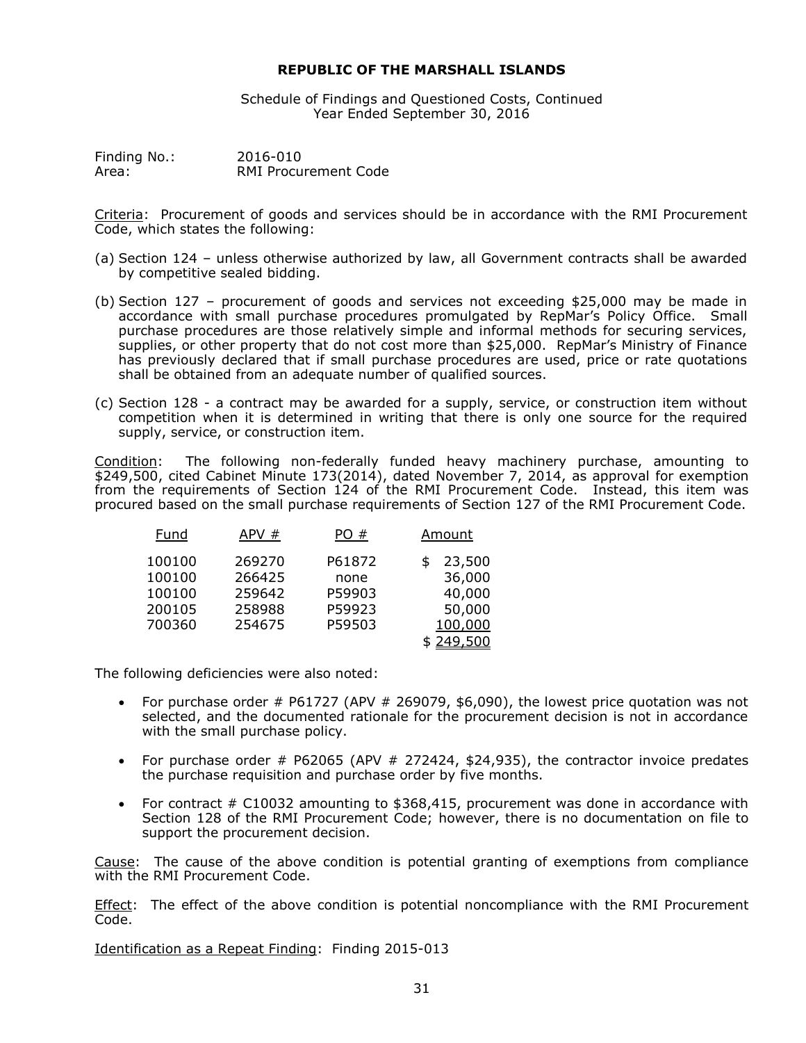**REPUBLIC OF THE MARSHALL ISLANDS**

Schedule of Findings and Questioned Costs, Continued
Year Ended September 30, 2016

Finding No.: 2016-010
Area: RMI Procurement Code

Criteria: Procurement of goods and services should be in accordance with the RMI Procurement Code, which states the following:

(a) Section 124 – unless otherwise authorized by law, all Government contracts shall be awarded by competitive sealed bidding.

(b) Section 127 – procurement of goods and services not exceeding $25,000 may be made in accordance with small purchase procedures promulgated by RepMar's Policy Office. Small purchase procedures are those relatively simple and informal methods for securing services, supplies, or other property that do not cost more than $25,000. RepMar's Ministry of Finance has previously declared that if small purchase procedures are used, price or rate quotations shall be obtained from an adequate number of qualified sources.

(c) Section 128 - a contract may be awarded for a supply, service, or construction item without competition when it is determined in writing that there is only one source for the required supply, service, or construction item.

Condition: The following non-federally funded heavy machinery purchase, amounting to $249,500, cited Cabinet Minute 173(2014), dated November 7, 2014, as approval for exemption from the requirements of Section 124 of the RMI Procurement Code. Instead, this item was procured based on the small purchase requirements of Section 127 of the RMI Procurement Code.

| Fund | APV # | PO # | Amount |
|---|---|---|---|
| 100100 | 269270 | P61872 | $ 23,500 |
| 100100 | 266425 | none | 36,000 |
| 100100 | 259642 | P59903 | 40,000 |
| 200105 | 258988 | P59923 | 50,000 |
| 700360 | 254675 | P59503 | 100,000 |
| | | | $ 249,500 |

The following deficiencies were also noted:

- For purchase order # P61727 (APV # 269079, $6,090), the lowest price quotation was not selected, and the documented rationale for the procurement decision is not in accordance with the small purchase policy.
- For purchase order # P62065 (APV # 272424, $24,935), the contractor invoice predates the purchase requisition and purchase order by five months.
- For contract # C10032 amounting to $368,415, procurement was done in accordance with Section 128 of the RMI Procurement Code; however, there is no documentation on file to support the procurement decision.

Cause: The cause of the above condition is potential granting of exemptions from compliance with the RMI Procurement Code.

Effect: The effect of the above condition is potential noncompliance with the RMI Procurement Code.

Identification as a Repeat Finding: Finding 2015-013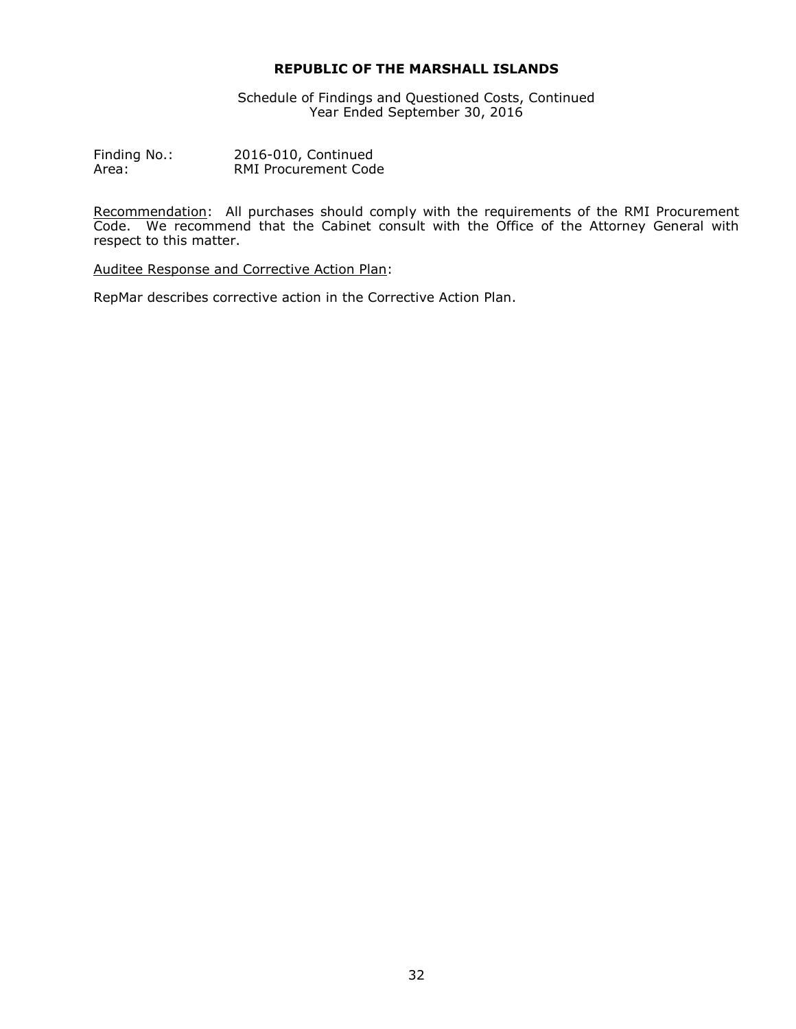**REPUBLIC OF THE MARSHALL ISLANDS**

Schedule of Findings and Questioned Costs, Continued
Year Ended September 30, 2016

Finding No.: 2016-010, Continued
Area: RMI Procurement Code

Recommendation: All purchases should comply with the requirements of the RMI Procurement Code. We recommend that the Cabinet consult with the Office of the Attorney General with respect to this matter.

Auditee Response and Corrective Action Plan:

RepMar describes corrective action in the Corrective Action Plan.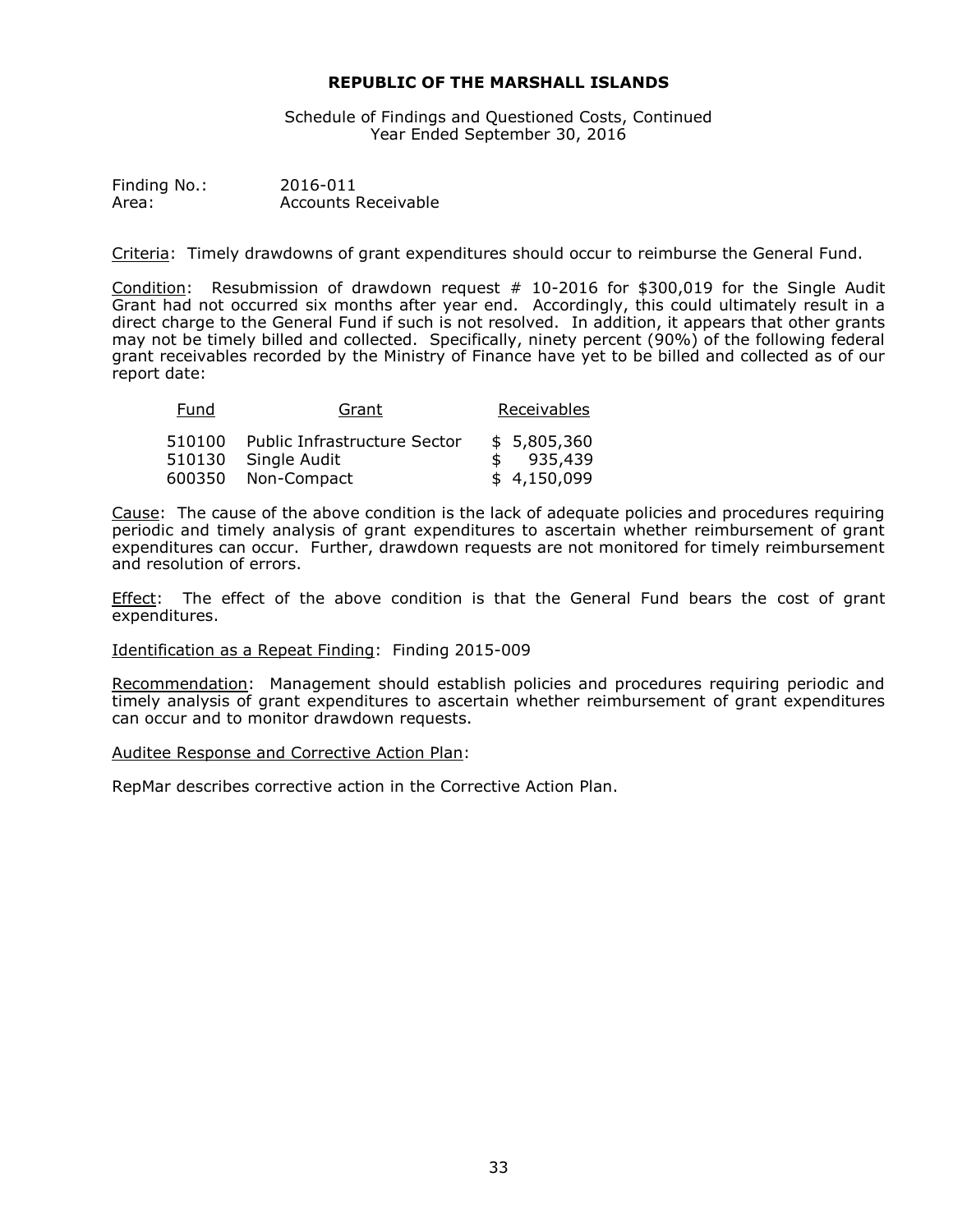# REPUBLIC OF THE MARSHALL ISLANDS

Schedule of Findings and Questioned Costs, Continued
Year Ended September 30, 2016

Finding No.: 2016-011
Area: Accounts Receivable

Criteria: Timely drawdowns of grant expenditures should occur to reimburse the General Fund.

Condition: Resubmission of drawdown request # 10-2016 for $300,019 for the Single Audit Grant had not occurred six months after year end. Accordingly, this could ultimately result in a direct charge to the General Fund if such is not resolved. In addition, it appears that other grants may not be timely billed and collected. Specifically, ninety percent (90%) of the following federal grant receivables recorded by the Ministry of Finance have yet to be billed and collected as of our report date:

| Fund | Grant | Receivables |
|---|---|---|
| 510100 | Public Infrastructure Sector | $ 5,805,360 |
| 510130 | Single Audit | $ 935,439 |
| 600350 | Non-Compact | $ 4,150,099 |

Cause: The cause of the above condition is the lack of adequate policies and procedures requiring periodic and timely analysis of grant expenditures to ascertain whether reimbursement of grant expenditures can occur. Further, drawdown requests are not monitored for timely reimbursement and resolution of errors.

Effect: The effect of the above condition is that the General Fund bears the cost of grant expenditures.

Identification as a Repeat Finding: Finding 2015-009

Recommendation: Management should establish policies and procedures requiring periodic and timely analysis of grant expenditures to ascertain whether reimbursement of grant expenditures can occur and to monitor drawdown requests.

Auditee Response and Corrective Action Plan:

RepMar describes corrective action in the Corrective Action Plan.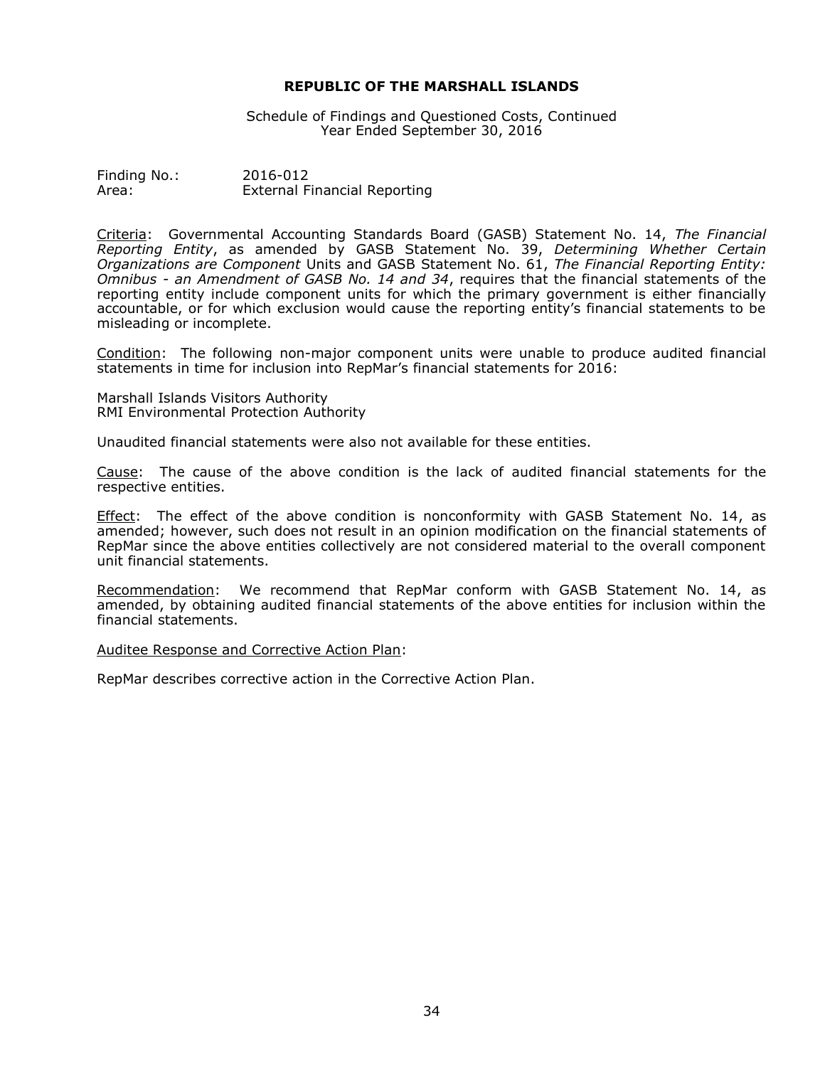**REPUBLIC OF THE MARSHALL ISLANDS**

Schedule of Findings and Questioned Costs, Continued
Year Ended September 30, 2016

Finding No.: 2016-012
Area: External Financial Reporting

Criteria: Governmental Accounting Standards Board (GASB) Statement No. 14, *The Financial Reporting Entity*, as amended by GASB Statement No. 39, *Determining Whether Certain Organizations are Component* Units and GASB Statement No. 61, *The Financial Reporting Entity: Omnibus - an Amendment of GASB No. 14 and 34*, requires that the financial statements of the reporting entity include component units for which the primary government is either financially accountable, or for which exclusion would cause the reporting entity's financial statements to be misleading or incomplete.

Condition: The following non-major component units were unable to produce audited financial statements in time for inclusion into RepMar's financial statements for 2016:

Marshall Islands Visitors Authority
RMI Environmental Protection Authority

Unaudited financial statements were also not available for these entities.

Cause: The cause of the above condition is the lack of audited financial statements for the respective entities.

Effect: The effect of the above condition is nonconformity with GASB Statement No. 14, as amended; however, such does not result in an opinion modification on the financial statements of RepMar since the above entities collectively are not considered material to the overall component unit financial statements.

Recommendation: We recommend that RepMar conform with GASB Statement No. 14, as amended, by obtaining audited financial statements of the above entities for inclusion within the financial statements.

Auditee Response and Corrective Action Plan:

RepMar describes corrective action in the Corrective Action Plan.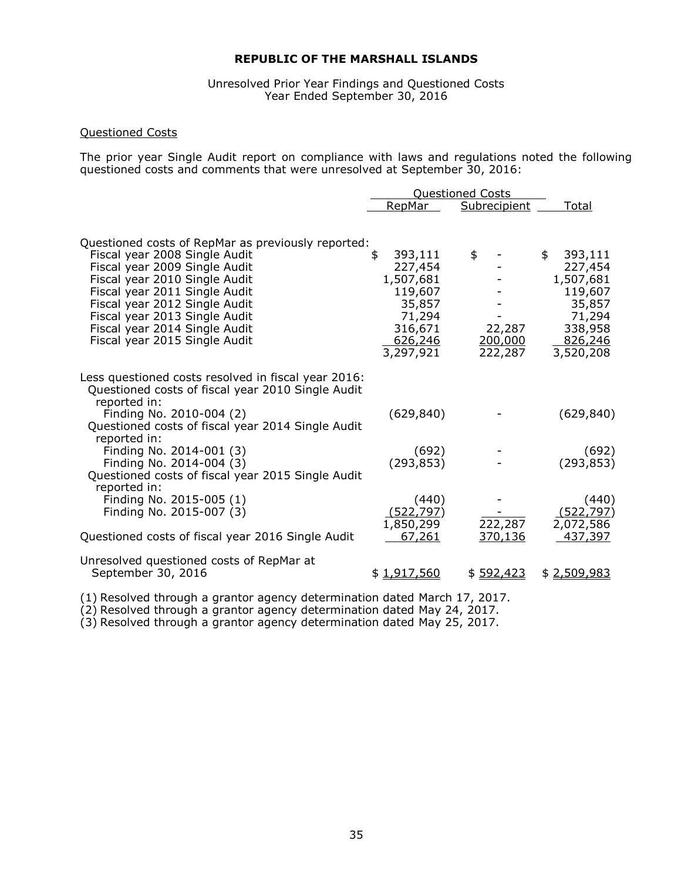**REPUBLIC OF THE MARSHALL ISLANDS**

Unresolved Prior Year Findings and Questioned Costs
Year Ended September 30, 2016

Questioned Costs

The prior year Single Audit report on compliance with laws and regulations noted the following questioned costs and comments that were unresolved at September 30, 2016:

| | Questioned Costs | | |
|---|---|---|---|
| | RepMar | Subrecipient | Total |
| Questioned costs of RepMar as previously reported: | | | |
| Fiscal year 2008 Single Audit | $ 393,111 | $ - | $ 393,111 |
| Fiscal year 2009 Single Audit | 227,454 | - | 227,454 |
| Fiscal year 2010 Single Audit | 1,507,681 | - | 1,507,681 |
| Fiscal year 2011 Single Audit | 119,607 | - | 119,607 |
| Fiscal year 2012 Single Audit | 35,857 | - | 35,857 |
| Fiscal year 2013 Single Audit | 71,294 | - | 71,294 |
| Fiscal year 2014 Single Audit | 316,671 | 22,287 | 338,958 |
| Fiscal year 2015 Single Audit | 626,246 | 200,000 | 826,246 |
| | 3,297,921 | 222,287 | 3,520,208 |
| Less questioned costs resolved in fiscal year 2016: | | | |
| Questioned costs of fiscal year 2010 Single Audit reported in: | | | |
| Finding No. 2010-004 (2) | (629,840) | - | (629,840) |
| Questioned costs of fiscal year 2014 Single Audit reported in: | | | |
| Finding No. 2014-001 (3) | (692) | - | (692) |
| Finding No. 2014-004 (3) | (293,853) | - | (293,853) |
| Questioned costs of fiscal year 2015 Single Audit reported in: | | | |
| Finding No. 2015-005 (1) | (440) | - | (440) |
| Finding No. 2015-007 (3) | (522,797) | - | (522,797) |
| | 1,850,299 | 222,287 | 2,072,586 |
| Questioned costs of fiscal year 2016 Single Audit | 67,261 | 370,136 | 437,397 |
| Unresolved questioned costs of RepMar at September 30, 2016 | $ 1,917,560 | $ 592,423 | $ 2,509,983 |

(1) Resolved through a grantor agency determination dated March 17, 2017.
(2) Resolved through a grantor agency determination dated May 24, 2017.
(3) Resolved through a grantor agency determination dated May 25, 2017.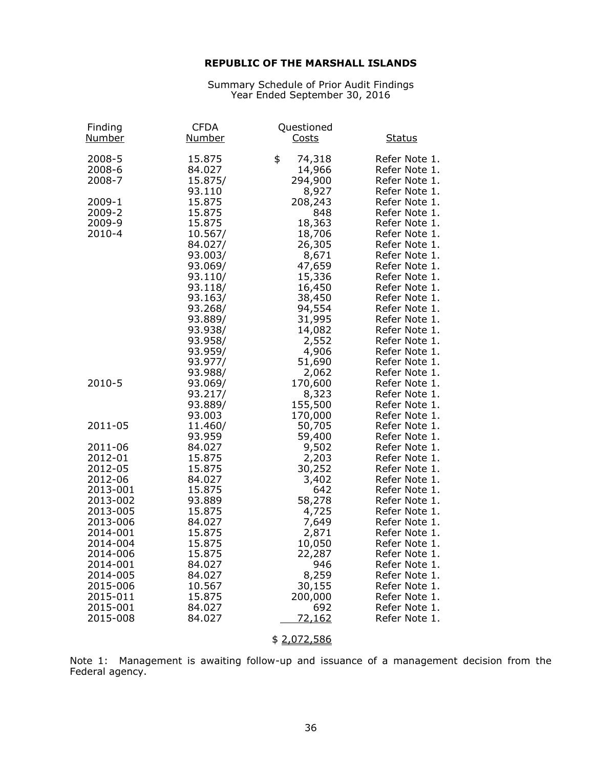**REPUBLIC OF THE MARSHALL ISLANDS**

Summary Schedule of Prior Audit Findings
Year Ended September 30, 2016

| Finding Number | CFDA Number | Questioned Costs | Status |
|---|---|---|---|
| 2008-5 | 15.875 | $ 74,318 | Refer Note 1. |
| 2008-6 | 84.027 | 14,966 | Refer Note 1. |
| 2008-7 | 15.875/ | 294,900 | Refer Note 1. |
| | 93.110 | 8,927 | Refer Note 1. |
| 2009-1 | 15.875 | 208,243 | Refer Note 1. |
| 2009-2 | 15.875 | 848 | Refer Note 1. |
| 2009-9 | 15.875 | 18,363 | Refer Note 1. |
| 2010-4 | 10.567/ | 18,706 | Refer Note 1. |
| | 84.027/ | 26,305 | Refer Note 1. |
| | 93.003/ | 8,671 | Refer Note 1. |
| | 93.069/ | 47,659 | Refer Note 1. |
| | 93.110/ | 15,336 | Refer Note 1. |
| | 93.118/ | 16,450 | Refer Note 1. |
| | 93.163/ | 38,450 | Refer Note 1. |
| | 93.268/ | 94,554 | Refer Note 1. |
| | 93.889/ | 31,995 | Refer Note 1. |
| | 93.938/ | 14,082 | Refer Note 1. |
| | 93.958/ | 2,552 | Refer Note 1. |
| | 93.959/ | 4,906 | Refer Note 1. |
| | 93.977/ | 51,690 | Refer Note 1. |
| | 93.988/ | 2,062 | Refer Note 1. |
| 2010-5 | 93.069/ | 170,600 | Refer Note 1. |
| | 93.217/ | 8,323 | Refer Note 1. |
| | 93.889/ | 155,500 | Refer Note 1. |
| | 93.003 | 170,000 | Refer Note 1. |
| 2011-05 | 11.460/ | 50,705 | Refer Note 1. |
| | 93.959 | 59,400 | Refer Note 1. |
| 2011-06 | 84.027 | 9,502 | Refer Note 1. |
| 2012-01 | 15.875 | 2,203 | Refer Note 1. |
| 2012-05 | 15.875 | 30,252 | Refer Note 1. |
| 2012-06 | 84.027 | 3,402 | Refer Note 1. |
| 2013-001 | 15.875 | 642 | Refer Note 1. |
| 2013-002 | 93.889 | 58,278 | Refer Note 1. |
| 2013-005 | 15.875 | 4,725 | Refer Note 1. |
| 2013-006 | 84.027 | 7,649 | Refer Note 1. |
| 2014-001 | 15.875 | 2,871 | Refer Note 1. |
| 2014-004 | 15.875 | 10,050 | Refer Note 1. |
| 2014-006 | 15.875 | 22,287 | Refer Note 1. |
| 2014-001 | 84.027 | 946 | Refer Note 1. |
| 2014-005 | 84.027 | 8,259 | Refer Note 1. |
| 2015-006 | 10.567 | 30,155 | Refer Note 1. |
| 2015-011 | 15.875 | 200,000 | Refer Note 1. |
| 2015-001 | 84.027 | 692 | Refer Note 1. |
| 2015-008 | 84.027 | 72,162 | Refer Note 1. |
| | | $ 2,072,586 | |

Note 1: Management is awaiting follow-up and issuance of a management decision from the Federal agency.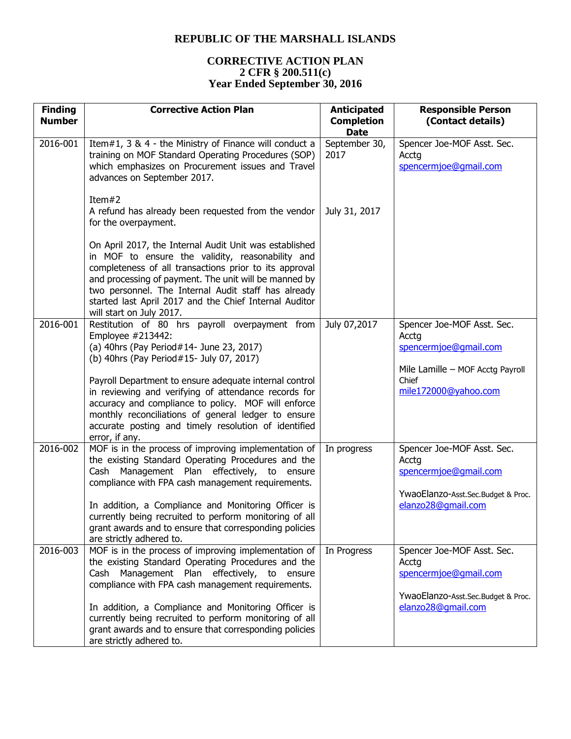# REPUBLIC OF THE MARSHALL ISLANDS

## CORRECTIVE ACTION PLAN
## 2 CFR § 200.511(c)
## Year Ended September 30, 2016

| Finding Number | Corrective Action Plan | Anticipated Completion Date | Responsible Person (Contact details) |
|---|---|---|---|
| 2016-001 | Item#1, 3 & 4 - the Ministry of Finance will conduct a training on MOF Standard Operating Procedures (SOP) which emphasizes on Procurement issues and Travel advances on September 2017.<br><br>Item#2<br>A refund has already been requested from the vendor for the overpayment.<br><br>On April 2017, the Internal Audit Unit was established in MOF to ensure the validity, reasonability and completeness of all transactions prior to its approval and processing of payment. The unit will be manned by two personnel. The Internal Audit staff has already started last April 2017 and the Chief Internal Auditor will start on July 2017. | September 30, 2017<br><br><br><br>July 31, 2017 | Spencer Joe-MOF Asst. Sec. Acctg<br>spencermjoe@gmail.com |
| 2016-001 | Restitution of 80 hrs payroll overpayment from Employee #213442:<br>(a) 40hrs (Pay Period#14- June 23, 2017)<br>(b) 40hrs (Pay Period#15- July 07, 2017)<br><br>Payroll Department to ensure adequate internal control in reviewing and verifying of attendance records for accuracy and compliance to policy. MOF will enforce monthly reconciliations of general ledger to ensure accurate posting and timely resolution of identified error, if any. | July 07,2017 | Spencer Joe-MOF Asst. Sec. Acctg<br>spencermjoe@gmail.com<br><br>Mile Lamille – MOF Acctg Payroll Chief<br>mile172000@yahoo.com |
| 2016-002 | MOF is in the process of improving implementation of the existing Standard Operating Procedures and the Cash Management Plan effectively, to ensure compliance with FPA cash management requirements.<br><br>In addition, a Compliance and Monitoring Officer is currently being recruited to perform monitoring of all grant awards and to ensure that corresponding policies are strictly adhered to. | In progress | Spencer Joe-MOF Asst. Sec. Acctg<br>spencermjoe@gmail.com<br><br>YwaoElanzo-Asst.Sec.Budget & Proc.<br>elanzo28@gmail.com |
| 2016-003 | MOF is in the process of improving implementation of the existing Standard Operating Procedures and the Cash Management Plan effectively, to ensure compliance with FPA cash management requirements.<br><br>In addition, a Compliance and Monitoring Officer is currently being recruited to perform monitoring of all grant awards and to ensure that corresponding policies are strictly adhered to. | In Progress | Spencer Joe-MOF Asst. Sec. Acctg<br>spencermjoe@gmail.com<br><br>YwaoElanzo-Asst.Sec.Budget & Proc.<br>elanzo28@gmail.com |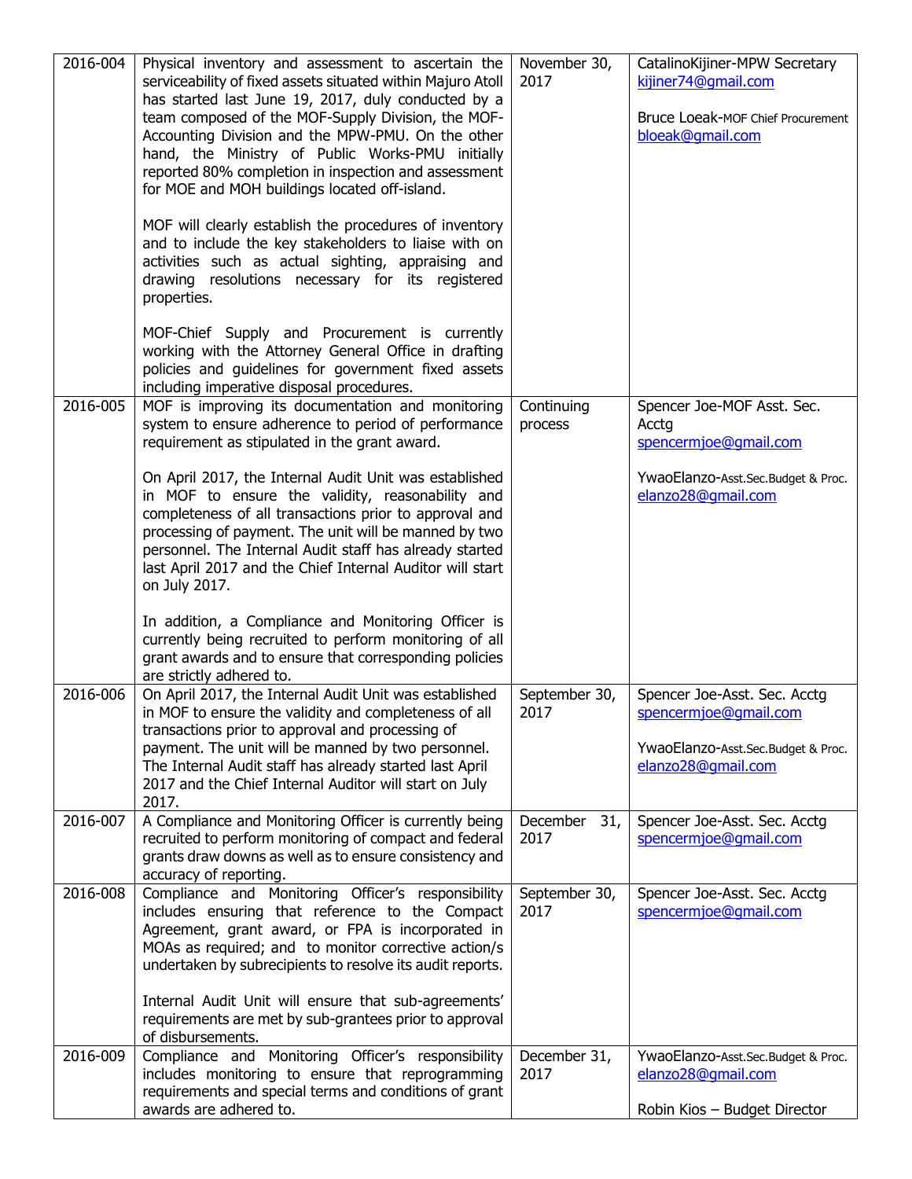| | | | |
|---|---|---|---|
| 2016-004 | Physical inventory and assessment to ascertain the serviceability of fixed assets situated within Majuro Atoll has started last June 19, 2017, duly conducted by a team composed of the MOF-Supply Division, the MOF-Accounting Division and the MPW-PMU. On the other hand, the Ministry of Public Works-PMU initially reported 80% completion in inspection and assessment for MOE and MOH buildings located off-island.<br><br>MOF will clearly establish the procedures of inventory and to include the key stakeholders to liaise with on activities such as actual sighting, appraising and drawing resolutions necessary for its registered properties.<br><br>MOF-Chief Supply and Procurement is currently working with the Attorney General Office in drafting policies and guidelines for government fixed assets including imperative disposal procedures. | November 30, 2017 | CatalinoKijiner-MPW Secretary<br>kijiner74@gmail.com<br><br>Bruce Loeak-MOF Chief Procurement<br>bloeak@gmail.com |
| 2016-005 | MOF is improving its documentation and monitoring system to ensure adherence to period of performance requirement as stipulated in the grant award.<br><br>On April 2017, the Internal Audit Unit was established in MOF to ensure the validity, reasonability and completeness of all transactions prior to approval and processing of payment. The unit will be manned by two personnel. The Internal Audit staff has already started last April 2017 and the Chief Internal Auditor will start on July 2017.<br><br>In addition, a Compliance and Monitoring Officer is currently being recruited to perform monitoring of all grant awards and to ensure that corresponding policies are strictly adhered to. | Continuing process | Spencer Joe-MOF Asst. Sec. Acctg<br>spencermjoe@gmail.com<br><br>YwaoElanzo-Asst.Sec.Budget & Proc.<br>elanzo28@gmail.com |
| 2016-006 | On April 2017, the Internal Audit Unit was established in MOF to ensure the validity and completeness of all transactions prior to approval and processing of payment. The unit will be manned by two personnel. The Internal Audit staff has already started last April 2017 and the Chief Internal Auditor will start on July 2017. | September 30, 2017 | Spencer Joe-Asst. Sec. Acctg<br>spencermjoe@gmail.com<br><br>YwaoElanzo-Asst.Sec.Budget & Proc.<br>elanzo28@gmail.com |
| 2016-007 | A Compliance and Monitoring Officer is currently being recruited to perform monitoring of compact and federal grants draw downs as well as to ensure consistency and accuracy of reporting. | December 31, 2017 | Spencer Joe-Asst. Sec. Acctg<br>spencermjoe@gmail.com |
| 2016-008 | Compliance and Monitoring Officer's responsibility includes ensuring that reference to the Compact Agreement, grant award, or FPA is incorporated in MOAs as required; and to monitor corrective action/s undertaken by subrecipients to resolve its audit reports.<br><br>Internal Audit Unit will ensure that sub-agreements' requirements are met by sub-grantees prior to approval of disbursements. | September 30, 2017 | Spencer Joe-Asst. Sec. Acctg<br>spencermjoe@gmail.com |
| 2016-009 | Compliance and Monitoring Officer's responsibility includes monitoring to ensure that reprogramming requirements and special terms and conditions of grant awards are adhered to. | December 31, 2017 | YwaoElanzo-Asst.Sec.Budget & Proc.<br>elanzo28@gmail.com<br><br>Robin Kios – Budget Director |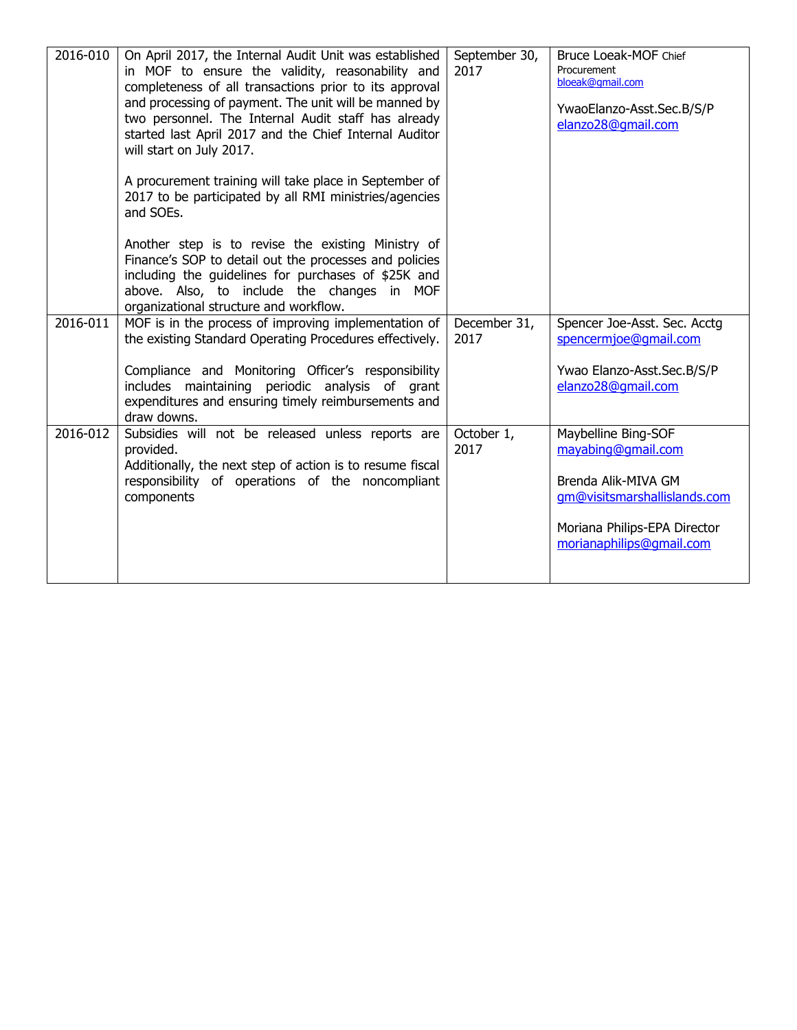| | | | |
|---|---|---|---|
| 2016-010 | On April 2017, the Internal Audit Unit was established in MOF to ensure the validity, reasonability and completeness of all transactions prior to its approval and processing of payment. The unit will be manned by two personnel. The Internal Audit staff has already started last April 2017 and the Chief Internal Auditor will start on July 2017.<br><br>A procurement training will take place in September of 2017 to be participated by all RMI ministries/agencies and SOEs.<br><br>Another step is to revise the existing Ministry of Finance's SOP to detail out the processes and policies including the guidelines for purchases of $25K and above. Also, to include the changes in MOF organizational structure and workflow. | September 30, 2017 | Bruce Loeak-MOF Chief Procurement<br>bloeak@gmail.com<br><br>YwaoElanzo-Asst.Sec.B/S/P<br>elanzo28@gmail.com |
| 2016-011 | MOF is in the process of improving implementation of the existing Standard Operating Procedures effectively.<br><br>Compliance and Monitoring Officer's responsibility includes maintaining periodic analysis of grant expenditures and ensuring timely reimbursements and draw downs. | December 31, 2017 | Spencer Joe-Asst. Sec. Acctg<br>spencermjoe@gmail.com<br><br>Ywao Elanzo-Asst.Sec.B/S/P<br>elanzo28@gmail.com |
| 2016-012 | Subsidies will not be released unless reports are provided.<br>Additionally, the next step of action is to resume fiscal responsibility of operations of the noncompliant components | October 1, 2017 | Maybelline Bing-SOF<br>mayabing@gmail.com<br><br>Brenda Alik-MIVA GM<br>gm@visitsmarshallislands.com<br><br>Moriana Philips-EPA Director<br>morianaphilips@gmail.com |